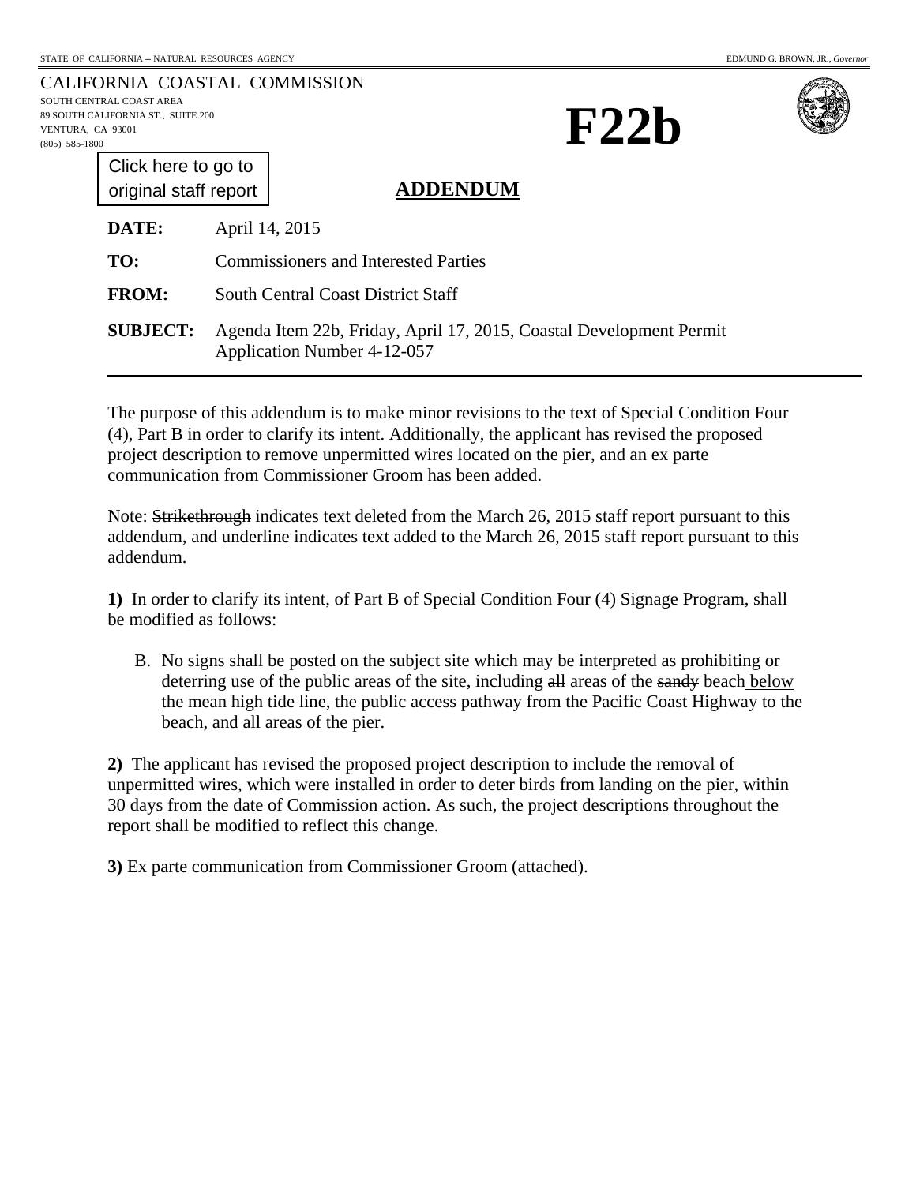STATE OF CALIFORNIA -- NATURAL RESOURCES AGENCY EDMUND G. BROWN, JR., *Governor*

CALIFORNIA COASTAL COMMISSION
SOUTH CENTRAL COAST AREA
89 SOUTH CALIFORNIA ST., SUITE 200
VENTURA, CA 93001
(805) 585-1800

# F22b

Click here to go to original staff report

## ADDENDUM

**DATE:** April 14, 2015

**TO:** Commissioners and Interested Parties

**FROM:** South Central Coast District Staff

**SUBJECT:** Agenda Item 22b, Friday, April 17, 2015, Coastal Development Permit Application Number 4-12-057

---

The purpose of this addendum is to make minor revisions to the text of Special Condition Four (4), Part B in order to clarify its intent. Additionally, the applicant has revised the proposed project description to remove unpermitted wires located on the pier, and an ex parte communication from Commissioner Groom has been added.

Note: ~~Strikethrough~~ indicates text deleted from the March 26, 2015 staff report pursuant to this addendum, and <u>underline</u> indicates text added to the March 26, 2015 staff report pursuant to this addendum.

**1)** In order to clarify its intent, of Part B of Special Condition Four (4) Signage Program, shall be modified as follows:

B. No signs shall be posted on the subject site which may be interpreted as prohibiting or deterring use of the public areas of the site, including ~~all~~ areas of the ~~sandy~~ beach <u>below the mean high tide line</u>, the public access pathway from the Pacific Coast Highway to the beach, and all areas of the pier.

**2)** The applicant has revised the proposed project description to include the removal of unpermitted wires, which were installed in order to deter birds from landing on the pier, within 30 days from the date of Commission action. As such, the project descriptions throughout the report shall be modified to reflect this change.

**3)** Ex parte communication from Commissioner Groom (attached).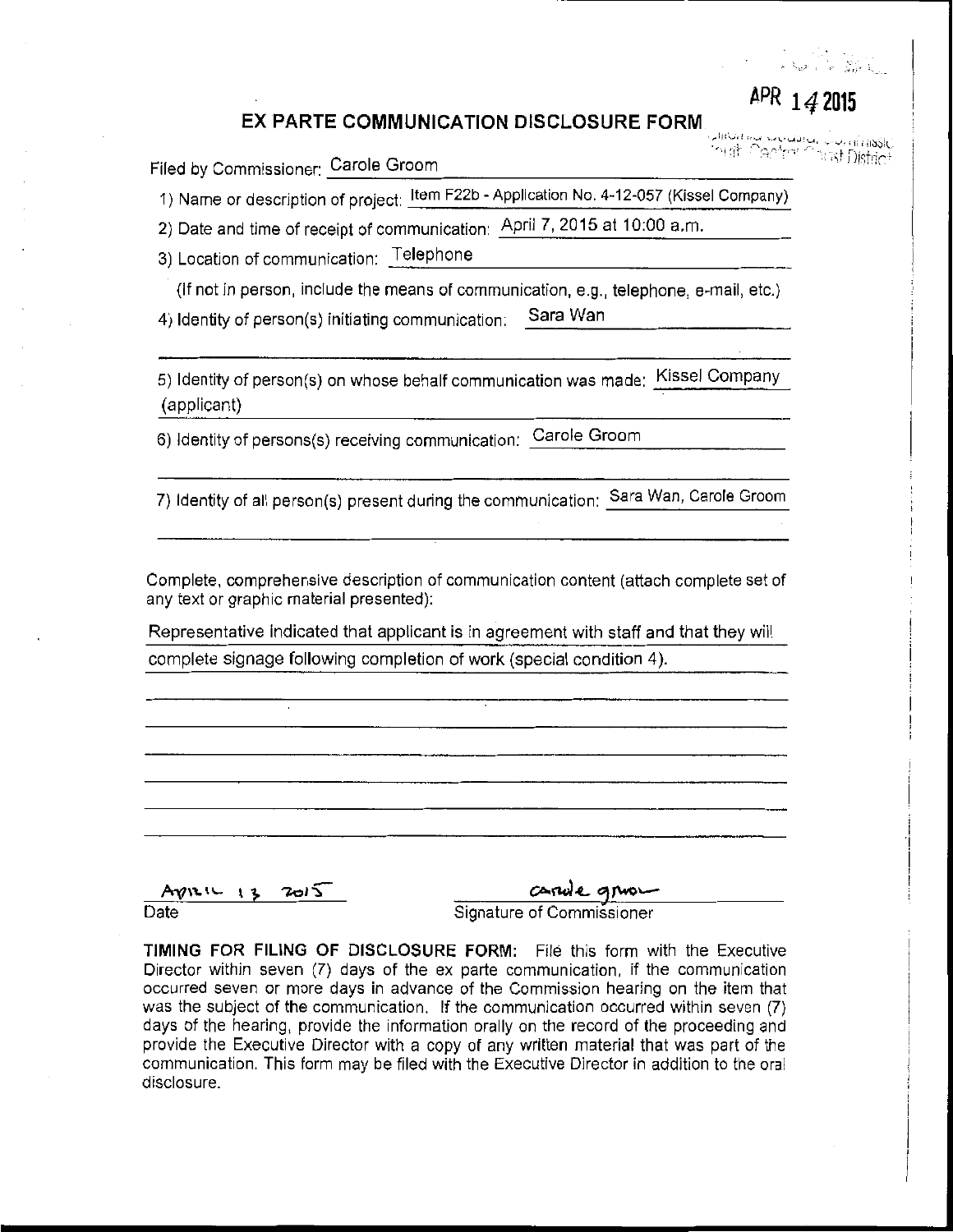APR 14 2015

# EX PARTE COMMUNICATION DISCLOSURE FORM

Filed by Commissioner: Carole Groom

1) Name or description of project: Item F22b - Application No. 4-12-057 (Kissel Company)

2) Date and time of receipt of communication: April 7, 2015 at 10:00 a.m.

3) Location of communication: Telephone

(If not in person, include the means of communication, e.g., telephone, e-mail, etc.)

4) Identity of person(s) initiating communication: Sara Wan

5) Identity of person(s) on whose behalf communication was made: Kissel Company (applicant)

6) Identity of persons(s) receiving communication: Carole Groom

7) Identity of all person(s) present during the communication: Sara Wan, Carole Groom

Complete, comprehensive description of communication content (attach complete set of any text or graphic material presented):

Representative indicated that applicant is in agreement with staff and that they will complete signage following completion of work (special condition 4).

April 13 2015
Date

carole groom
Signature of Commissioner

**TIMING FOR FILING OF DISCLOSURE FORM:** File this form with the Executive Director within seven (7) days of the ex parte communication, if the communication occurred seven or more days in advance of the Commission hearing on the item that was the subject of the communication. If the communication occurred within seven (7) days of the hearing, provide the information orally on the record of the proceeding and provide the Executive Director with a copy of any written material that was part of the communication. This form may be filed with the Executive Director in addition to the oral disclosure.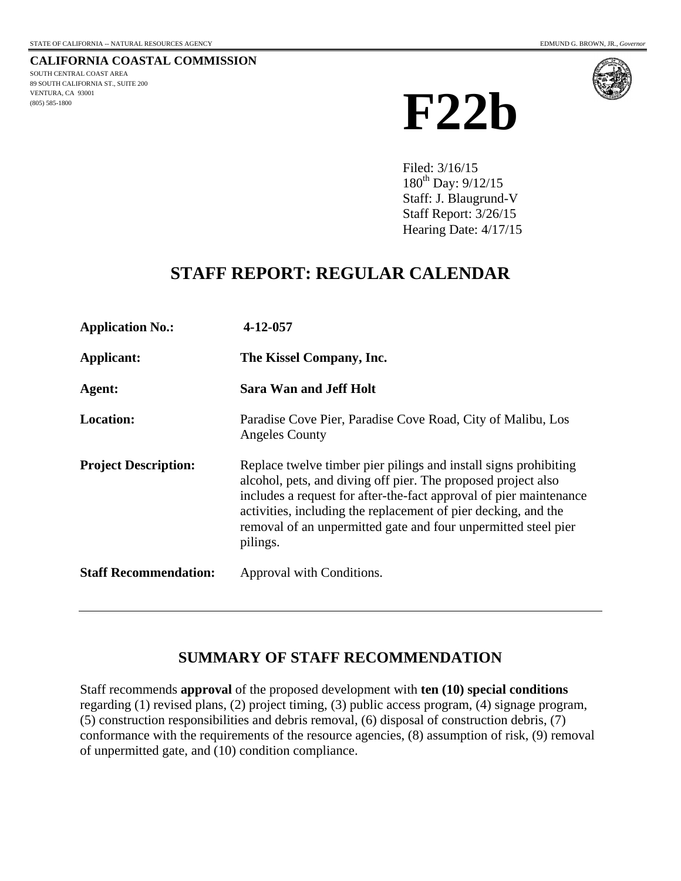STATE OF CALIFORNIA -- NATURAL RESOURCES AGENCY

EDMUND G. BROWN, JR., *Governor*

**CALIFORNIA COASTAL COMMISSION**
SOUTH CENTRAL COAST AREA
89 SOUTH CALIFORNIA ST., SUITE 200
VENTURA, CA 93001
(805) 585-1800

# F22b

Filed: 3/16/15
180th Day: 9/12/15
Staff: J. Blaugrund-V
Staff Report: 3/26/15
Hearing Date: 4/17/15

## STAFF REPORT: REGULAR CALENDAR

| | |
|---|---|
| **Application No.:** | **4-12-057** |
| **Applicant:** | **The Kissel Company, Inc.** |
| **Agent:** | **Sara Wan and Jeff Holt** |
| **Location:** | Paradise Cove Pier, Paradise Cove Road, City of Malibu, Los Angeles County |
| **Project Description:** | Replace twelve timber pier pilings and install signs prohibiting alcohol, pets, and diving off pier. The proposed project also includes a request for after-the-fact approval of pier maintenance activities, including the replacement of pier decking, and the removal of an unpermitted gate and four unpermitted steel pier pilings. |
| **Staff Recommendation:** | Approval with Conditions. |

## SUMMARY OF STAFF RECOMMENDATION

Staff recommends **approval** of the proposed development with **ten (10) special conditions** regarding (1) revised plans, (2) project timing, (3) public access program, (4) signage program, (5) construction responsibilities and debris removal, (6) disposal of construction debris, (7) conformance with the requirements of the resource agencies, (8) assumption of risk, (9) removal of unpermitted gate, and (10) condition compliance.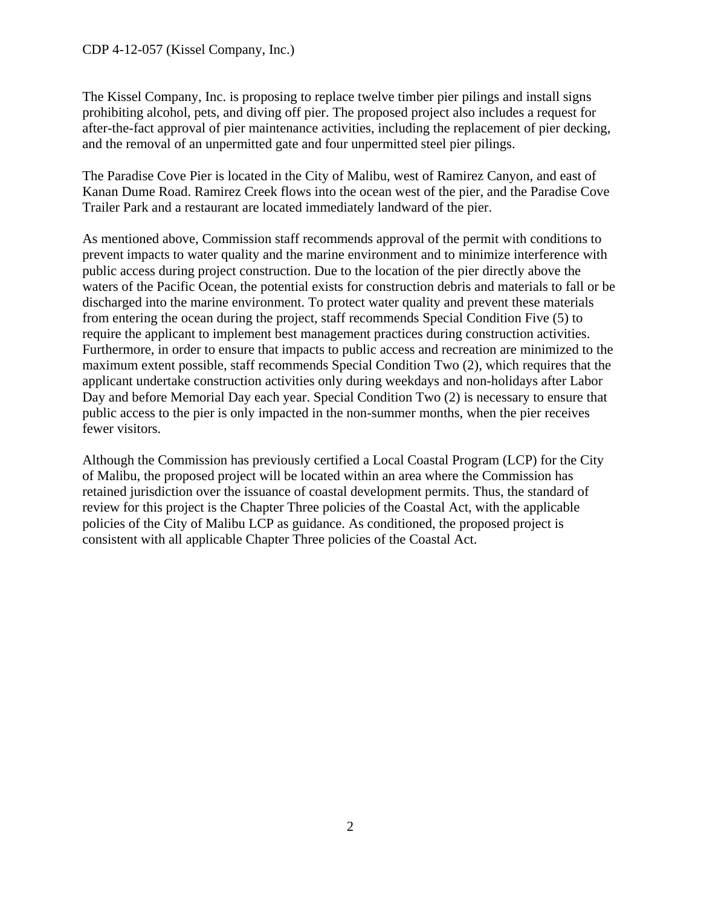The Kissel Company, Inc. is proposing to replace twelve timber pier pilings and install signs prohibiting alcohol, pets, and diving off pier. The proposed project also includes a request for after-the-fact approval of pier maintenance activities, including the replacement of pier decking, and the removal of an unpermitted gate and four unpermitted steel pier pilings.

The Paradise Cove Pier is located in the City of Malibu, west of Ramirez Canyon, and east of Kanan Dume Road. Ramirez Creek flows into the ocean west of the pier, and the Paradise Cove Trailer Park and a restaurant are located immediately landward of the pier.

As mentioned above, Commission staff recommends approval of the permit with conditions to prevent impacts to water quality and the marine environment and to minimize interference with public access during project construction. Due to the location of the pier directly above the waters of the Pacific Ocean, the potential exists for construction debris and materials to fall or be discharged into the marine environment. To protect water quality and prevent these materials from entering the ocean during the project, staff recommends Special Condition Five (5) to require the applicant to implement best management practices during construction activities. Furthermore, in order to ensure that impacts to public access and recreation are minimized to the maximum extent possible, staff recommends Special Condition Two (2), which requires that the applicant undertake construction activities only during weekdays and non-holidays after Labor Day and before Memorial Day each year. Special Condition Two (2) is necessary to ensure that public access to the pier is only impacted in the non-summer months, when the pier receives fewer visitors.

Although the Commission has previously certified a Local Coastal Program (LCP) for the City of Malibu, the proposed project will be located within an area where the Commission has retained jurisdiction over the issuance of coastal development permits. Thus, the standard of review for this project is the Chapter Three policies of the Coastal Act, with the applicable policies of the City of Malibu LCP as guidance. As conditioned, the proposed project is consistent with all applicable Chapter Three policies of the Coastal Act.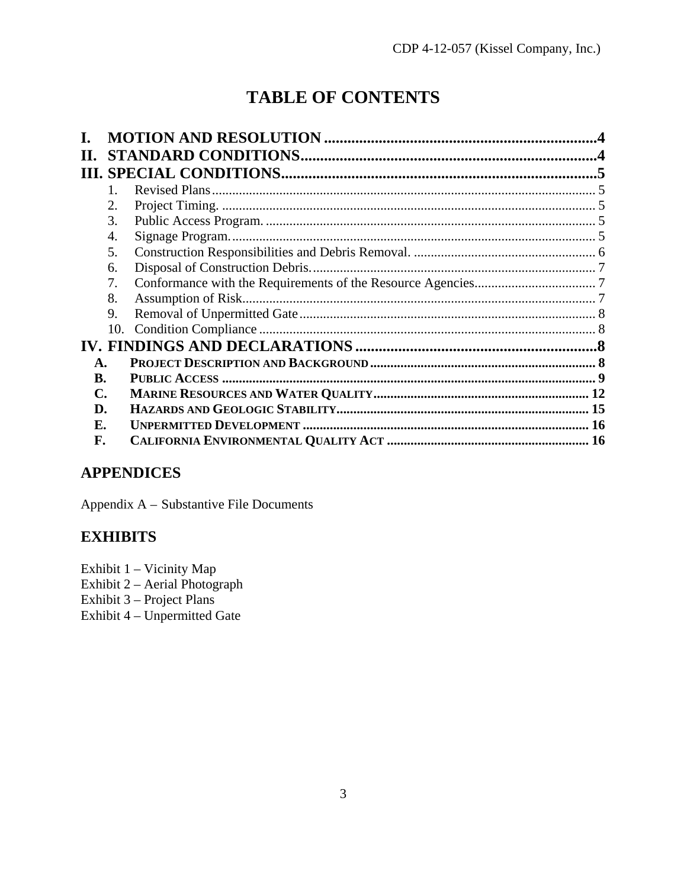# TABLE OF CONTENTS

- **I. MOTION AND RESOLUTION** .......... 4
- **II. STANDARD CONDITIONS** .......... 4
- **III. SPECIAL CONDITIONS** .......... 5
  1. Revised Plans .......... 5
  2. Project Timing. .......... 5
  3. Public Access Program. .......... 5
  4. Signage Program. .......... 5
  5. Construction Responsibilities and Debris Removal. .......... 6
  6. Disposal of Construction Debris. .......... 7
  7. Conformance with the Requirements of the Resource Agencies .......... 7
  8. Assumption of Risk .......... 7
  9. Removal of Unpermitted Gate .......... 8
  10. Condition Compliance .......... 8
- **IV. FINDINGS AND DECLARATIONS** .......... 8
  - **A. PROJECT DESCRIPTION AND BACKGROUND** .......... 8
  - **B. PUBLIC ACCESS** .......... 9
  - **C. MARINE RESOURCES AND WATER QUALITY** .......... 12
  - **D. HAZARDS AND GEOLOGIC STABILITY** .......... 15
  - **E. UNPERMITTED DEVELOPMENT** .......... 16
  - **F. CALIFORNIA ENVIRONMENTAL QUALITY ACT** .......... 16

## APPENDICES

Appendix A – Substantive File Documents

## EXHIBITS

Exhibit 1 – Vicinity Map
Exhibit 2 – Aerial Photograph
Exhibit 3 – Project Plans
Exhibit 4 – Unpermitted Gate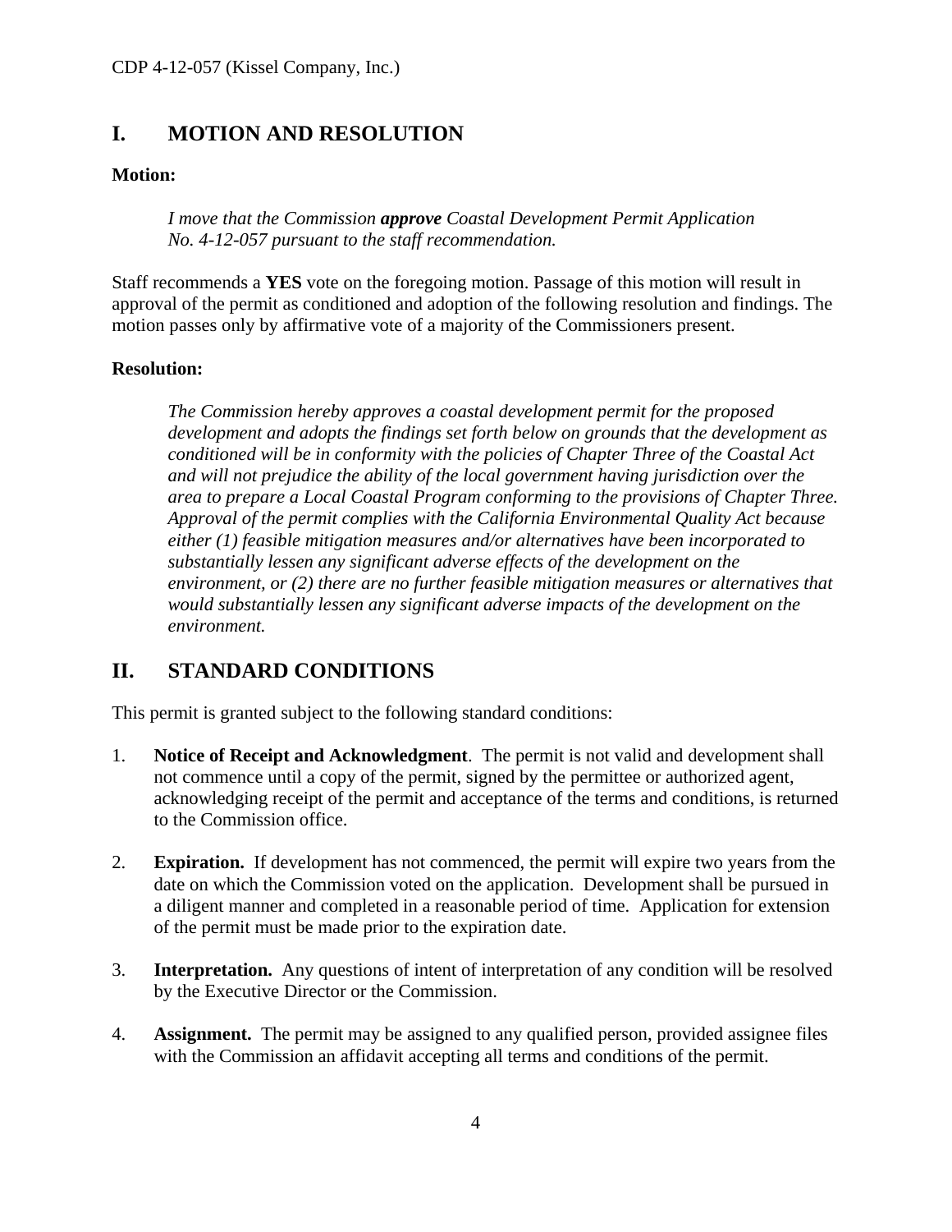## I. MOTION AND RESOLUTION

**Motion:**

> *I move that the Commission **approve** Coastal Development Permit Application No. 4-12-057 pursuant to the staff recommendation.*

Staff recommends a **YES** vote on the foregoing motion. Passage of this motion will result in approval of the permit as conditioned and adoption of the following resolution and findings. The motion passes only by affirmative vote of a majority of the Commissioners present.

**Resolution:**

> *The Commission hereby approves a coastal development permit for the proposed development and adopts the findings set forth below on grounds that the development as conditioned will be in conformity with the policies of Chapter Three of the Coastal Act and will not prejudice the ability of the local government having jurisdiction over the area to prepare a Local Coastal Program conforming to the provisions of Chapter Three. Approval of the permit complies with the California Environmental Quality Act because either (1) feasible mitigation measures and/or alternatives have been incorporated to substantially lessen any significant adverse effects of the development on the environment, or (2) there are no further feasible mitigation measures or alternatives that would substantially lessen any significant adverse impacts of the development on the environment.*

## II. STANDARD CONDITIONS

This permit is granted subject to the following standard conditions:

1. **Notice of Receipt and Acknowledgment**. The permit is not valid and development shall not commence until a copy of the permit, signed by the permittee or authorized agent, acknowledging receipt of the permit and acceptance of the terms and conditions, is returned to the Commission office.

2. **Expiration.** If development has not commenced, the permit will expire two years from the date on which the Commission voted on the application. Development shall be pursued in a diligent manner and completed in a reasonable period of time. Application for extension of the permit must be made prior to the expiration date.

3. **Interpretation.** Any questions of intent of interpretation of any condition will be resolved by the Executive Director or the Commission.

4. **Assignment.** The permit may be assigned to any qualified person, provided assignee files with the Commission an affidavit accepting all terms and conditions of the permit.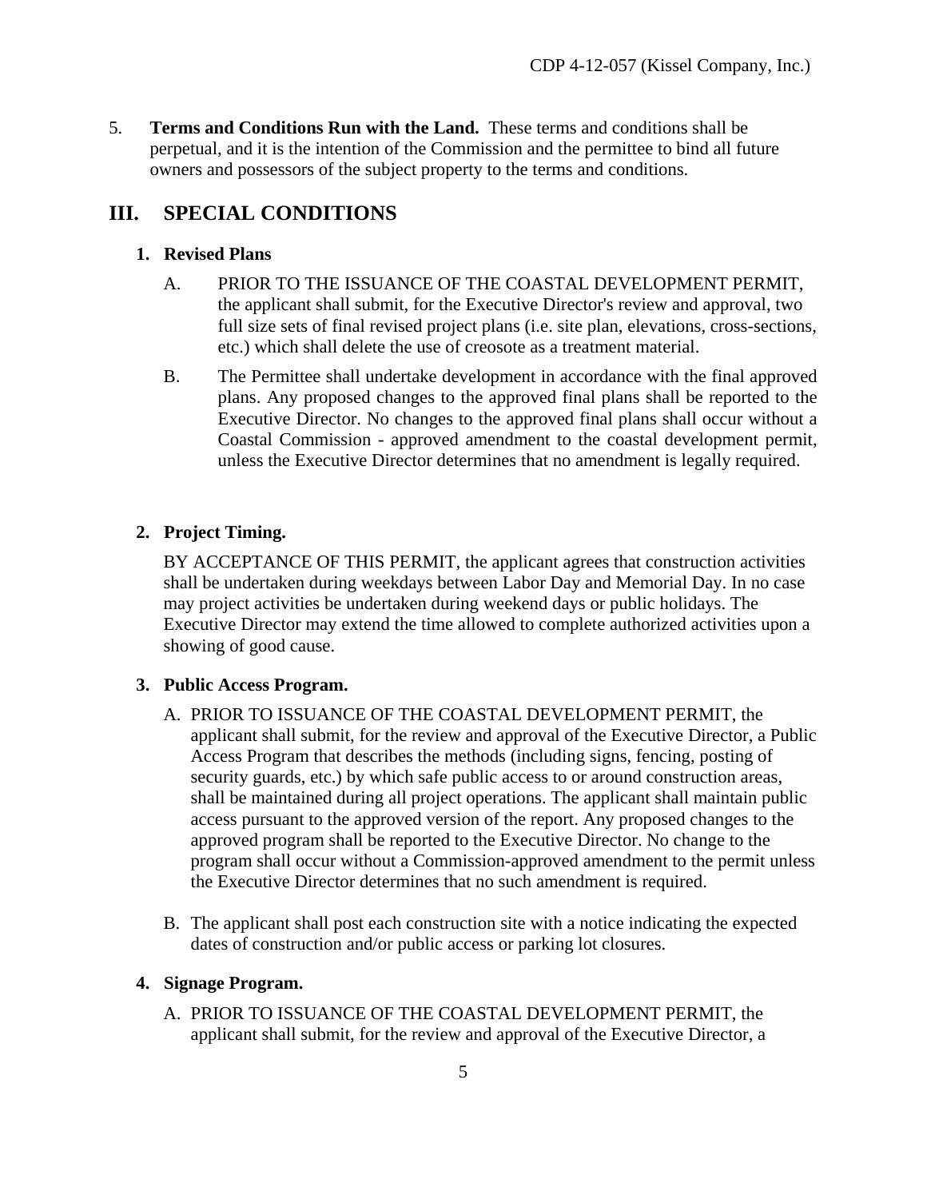5. **Terms and Conditions Run with the Land.** These terms and conditions shall be perpetual, and it is the intention of the Commission and the permittee to bind all future owners and possessors of the subject property to the terms and conditions.

## III. SPECIAL CONDITIONS

### 1. Revised Plans

A. PRIOR TO THE ISSUANCE OF THE COASTAL DEVELOPMENT PERMIT, the applicant shall submit, for the Executive Director's review and approval, two full size sets of final revised project plans (i.e. site plan, elevations, cross-sections, etc.) which shall delete the use of creosote as a treatment material.

B. The Permittee shall undertake development in accordance with the final approved plans. Any proposed changes to the approved final plans shall be reported to the Executive Director. No changes to the approved final plans shall occur without a Coastal Commission - approved amendment to the coastal development permit, unless the Executive Director determines that no amendment is legally required.

### 2. Project Timing.

BY ACCEPTANCE OF THIS PERMIT, the applicant agrees that construction activities shall be undertaken during weekdays between Labor Day and Memorial Day. In no case may project activities be undertaken during weekend days or public holidays. The Executive Director may extend the time allowed to complete authorized activities upon a showing of good cause.

### 3. Public Access Program.

A. PRIOR TO ISSUANCE OF THE COASTAL DEVELOPMENT PERMIT, the applicant shall submit, for the review and approval of the Executive Director, a Public Access Program that describes the methods (including signs, fencing, posting of security guards, etc.) by which safe public access to or around construction areas, shall be maintained during all project operations. The applicant shall maintain public access pursuant to the approved version of the report. Any proposed changes to the approved program shall be reported to the Executive Director. No change to the program shall occur without a Commission-approved amendment to the permit unless the Executive Director determines that no such amendment is required.

B. The applicant shall post each construction site with a notice indicating the expected dates of construction and/or public access or parking lot closures.

### 4. Signage Program.

A. PRIOR TO ISSUANCE OF THE COASTAL DEVELOPMENT PERMIT, the applicant shall submit, for the review and approval of the Executive Director, a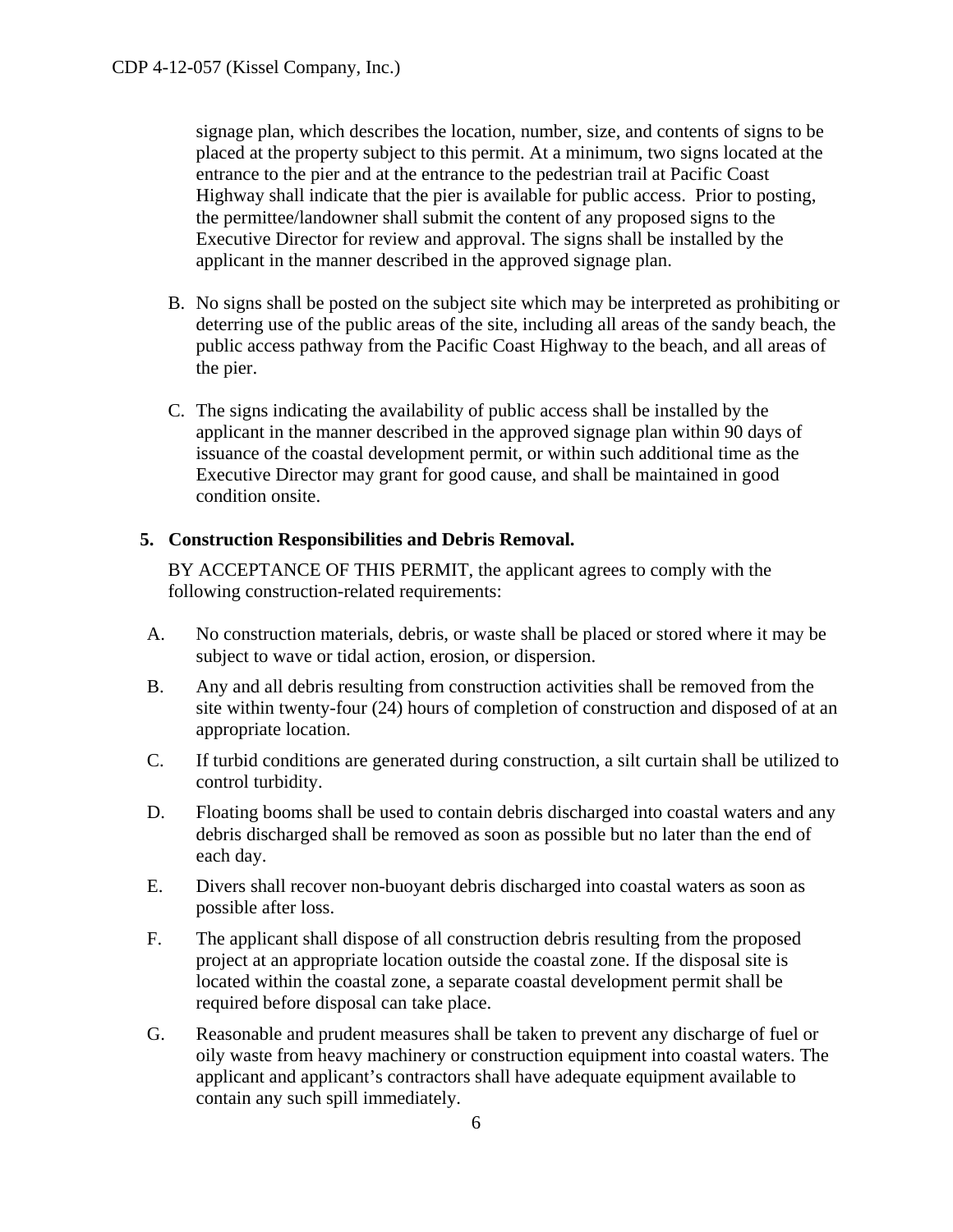signage plan, which describes the location, number, size, and contents of signs to be placed at the property subject to this permit. At a minimum, two signs located at the entrance to the pier and at the entrance to the pedestrian trail at Pacific Coast Highway shall indicate that the pier is available for public access. Prior to posting, the permittee/landowner shall submit the content of any proposed signs to the Executive Director for review and approval. The signs shall be installed by the applicant in the manner described in the approved signage plan.

B. No signs shall be posted on the subject site which may be interpreted as prohibiting or deterring use of the public areas of the site, including all areas of the sandy beach, the public access pathway from the Pacific Coast Highway to the beach, and all areas of the pier.

C. The signs indicating the availability of public access shall be installed by the applicant in the manner described in the approved signage plan within 90 days of issuance of the coastal development permit, or within such additional time as the Executive Director may grant for good cause, and shall be maintained in good condition onsite.

**5. Construction Responsibilities and Debris Removal.**

BY ACCEPTANCE OF THIS PERMIT, the applicant agrees to comply with the following construction-related requirements:

A. No construction materials, debris, or waste shall be placed or stored where it may be subject to wave or tidal action, erosion, or dispersion.

B. Any and all debris resulting from construction activities shall be removed from the site within twenty-four (24) hours of completion of construction and disposed of at an appropriate location.

C. If turbid conditions are generated during construction, a silt curtain shall be utilized to control turbidity.

D. Floating booms shall be used to contain debris discharged into coastal waters and any debris discharged shall be removed as soon as possible but no later than the end of each day.

E. Divers shall recover non-buoyant debris discharged into coastal waters as soon as possible after loss.

F. The applicant shall dispose of all construction debris resulting from the proposed project at an appropriate location outside the coastal zone. If the disposal site is located within the coastal zone, a separate coastal development permit shall be required before disposal can take place.

G. Reasonable and prudent measures shall be taken to prevent any discharge of fuel or oily waste from heavy machinery or construction equipment into coastal waters. The applicant and applicant's contractors shall have adequate equipment available to contain any such spill immediately.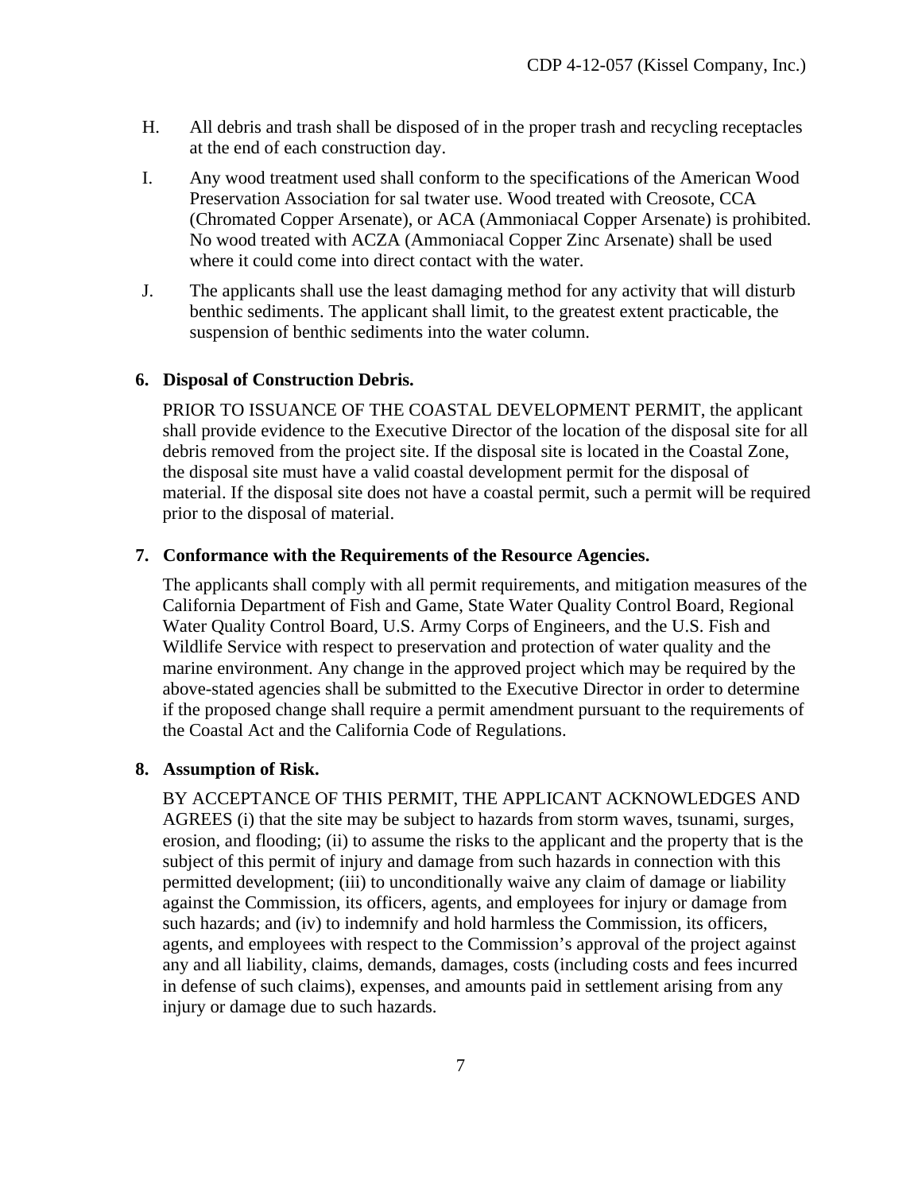H. All debris and trash shall be disposed of in the proper trash and recycling receptacles at the end of each construction day.

I. Any wood treatment used shall conform to the specifications of the American Wood Preservation Association for sal twater use. Wood treated with Creosote, CCA (Chromated Copper Arsenate), or ACA (Ammoniacal Copper Arsenate) is prohibited. No wood treated with ACZA (Ammoniacal Copper Zinc Arsenate) shall be used where it could come into direct contact with the water.

J. The applicants shall use the least damaging method for any activity that will disturb benthic sediments. The applicant shall limit, to the greatest extent practicable, the suspension of benthic sediments into the water column.

**6. Disposal of Construction Debris.**

PRIOR TO ISSUANCE OF THE COASTAL DEVELOPMENT PERMIT, the applicant shall provide evidence to the Executive Director of the location of the disposal site for all debris removed from the project site. If the disposal site is located in the Coastal Zone, the disposal site must have a valid coastal development permit for the disposal of material. If the disposal site does not have a coastal permit, such a permit will be required prior to the disposal of material.

**7. Conformance with the Requirements of the Resource Agencies.**

The applicants shall comply with all permit requirements, and mitigation measures of the California Department of Fish and Game, State Water Quality Control Board, Regional Water Quality Control Board, U.S. Army Corps of Engineers, and the U.S. Fish and Wildlife Service with respect to preservation and protection of water quality and the marine environment. Any change in the approved project which may be required by the above-stated agencies shall be submitted to the Executive Director in order to determine if the proposed change shall require a permit amendment pursuant to the requirements of the Coastal Act and the California Code of Regulations.

**8. Assumption of Risk.**

BY ACCEPTANCE OF THIS PERMIT, THE APPLICANT ACKNOWLEDGES AND AGREES (i) that the site may be subject to hazards from storm waves, tsunami, surges, erosion, and flooding; (ii) to assume the risks to the applicant and the property that is the subject of this permit of injury and damage from such hazards in connection with this permitted development; (iii) to unconditionally waive any claim of damage or liability against the Commission, its officers, agents, and employees for injury or damage from such hazards; and (iv) to indemnify and hold harmless the Commission, its officers, agents, and employees with respect to the Commission's approval of the project against any and all liability, claims, demands, damages, costs (including costs and fees incurred in defense of such claims), expenses, and amounts paid in settlement arising from any injury or damage due to such hazards.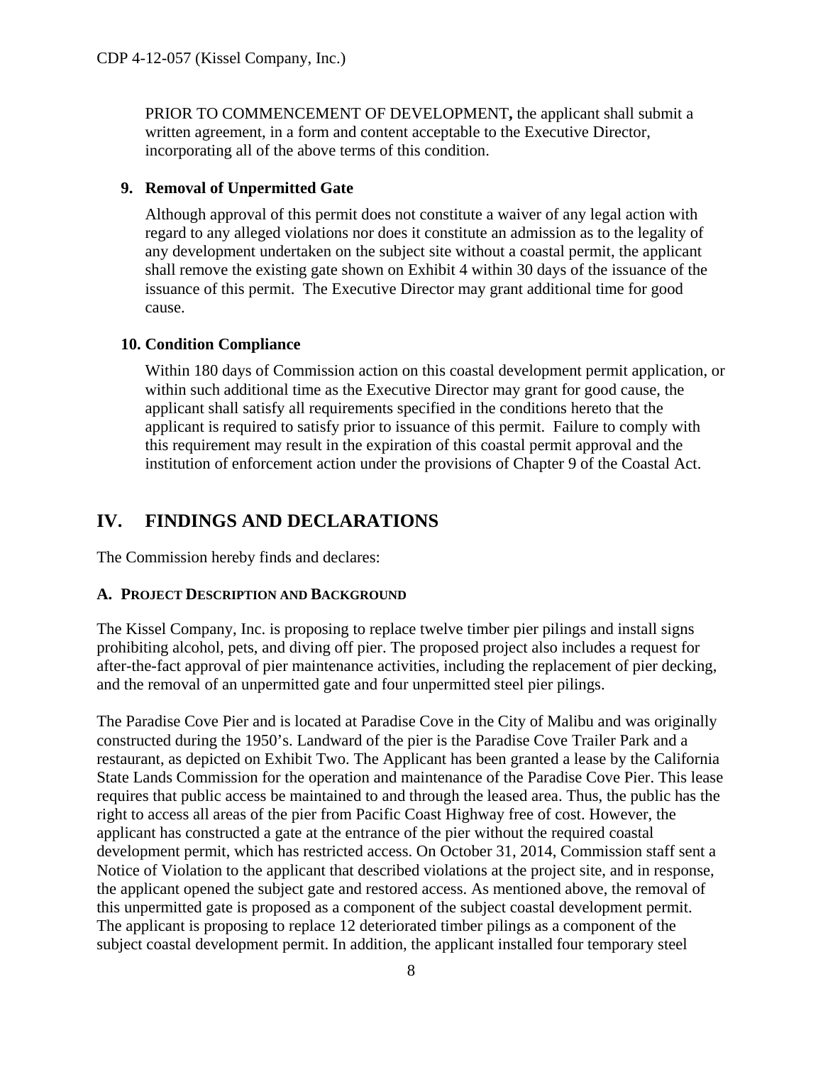PRIOR TO COMMENCEMENT OF DEVELOPMENT**,** the applicant shall submit a written agreement, in a form and content acceptable to the Executive Director, incorporating all of the above terms of this condition.

**9. Removal of Unpermitted Gate**

Although approval of this permit does not constitute a waiver of any legal action with regard to any alleged violations nor does it constitute an admission as to the legality of any development undertaken on the subject site without a coastal permit, the applicant shall remove the existing gate shown on Exhibit 4 within 30 days of the issuance of the issuance of this permit. The Executive Director may grant additional time for good cause.

**10. Condition Compliance**

Within 180 days of Commission action on this coastal development permit application, or within such additional time as the Executive Director may grant for good cause, the applicant shall satisfy all requirements specified in the conditions hereto that the applicant is required to satisfy prior to issuance of this permit. Failure to comply with this requirement may result in the expiration of this coastal permit approval and the institution of enforcement action under the provisions of Chapter 9 of the Coastal Act.

# IV. FINDINGS AND DECLARATIONS

The Commission hereby finds and declares:

### A. PROJECT DESCRIPTION AND BACKGROUND

The Kissel Company, Inc. is proposing to replace twelve timber pier pilings and install signs prohibiting alcohol, pets, and diving off pier. The proposed project also includes a request for after-the-fact approval of pier maintenance activities, including the replacement of pier decking, and the removal of an unpermitted gate and four unpermitted steel pier pilings.

The Paradise Cove Pier and is located at Paradise Cove in the City of Malibu and was originally constructed during the 1950's. Landward of the pier is the Paradise Cove Trailer Park and a restaurant, as depicted on Exhibit Two. The Applicant has been granted a lease by the California State Lands Commission for the operation and maintenance of the Paradise Cove Pier. This lease requires that public access be maintained to and through the leased area. Thus, the public has the right to access all areas of the pier from Pacific Coast Highway free of cost. However, the applicant has constructed a gate at the entrance of the pier without the required coastal development permit, which has restricted access. On October 31, 2014, Commission staff sent a Notice of Violation to the applicant that described violations at the project site, and in response, the applicant opened the subject gate and restored access. As mentioned above, the removal of this unpermitted gate is proposed as a component of the subject coastal development permit. The applicant is proposing to replace 12 deteriorated timber pilings as a component of the subject coastal development permit. In addition, the applicant installed four temporary steel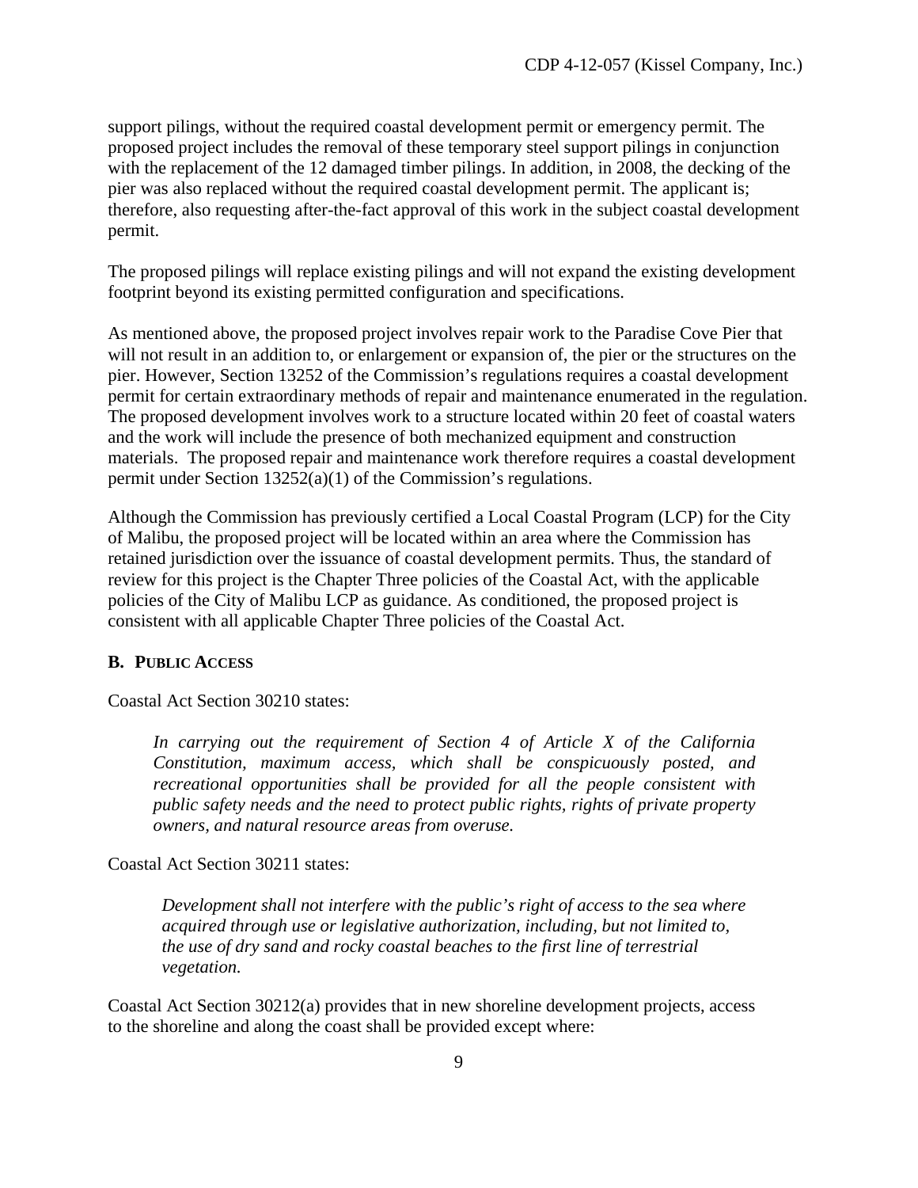support pilings, without the required coastal development permit or emergency permit. The proposed project includes the removal of these temporary steel support pilings in conjunction with the replacement of the 12 damaged timber pilings. In addition, in 2008, the decking of the pier was also replaced without the required coastal development permit. The applicant is; therefore, also requesting after-the-fact approval of this work in the subject coastal development permit.

The proposed pilings will replace existing pilings and will not expand the existing development footprint beyond its existing permitted configuration and specifications.

As mentioned above, the proposed project involves repair work to the Paradise Cove Pier that will not result in an addition to, or enlargement or expansion of, the pier or the structures on the pier. However, Section 13252 of the Commission's regulations requires a coastal development permit for certain extraordinary methods of repair and maintenance enumerated in the regulation. The proposed development involves work to a structure located within 20 feet of coastal waters and the work will include the presence of both mechanized equipment and construction materials. The proposed repair and maintenance work therefore requires a coastal development permit under Section 13252(a)(1) of the Commission's regulations.

Although the Commission has previously certified a Local Coastal Program (LCP) for the City of Malibu, the proposed project will be located within an area where the Commission has retained jurisdiction over the issuance of coastal development permits. Thus, the standard of review for this project is the Chapter Three policies of the Coastal Act, with the applicable policies of the City of Malibu LCP as guidance. As conditioned, the proposed project is consistent with all applicable Chapter Three policies of the Coastal Act.

## B. PUBLIC ACCESS

Coastal Act Section 30210 states:

> *In carrying out the requirement of Section 4 of Article X of the California Constitution, maximum access, which shall be conspicuously posted, and recreational opportunities shall be provided for all the people consistent with public safety needs and the need to protect public rights, rights of private property owners, and natural resource areas from overuse.*

Coastal Act Section 30211 states:

> *Development shall not interfere with the public's right of access to the sea where acquired through use or legislative authorization, including, but not limited to, the use of dry sand and rocky coastal beaches to the first line of terrestrial vegetation.*

Coastal Act Section 30212(a) provides that in new shoreline development projects, access to the shoreline and along the coast shall be provided except where: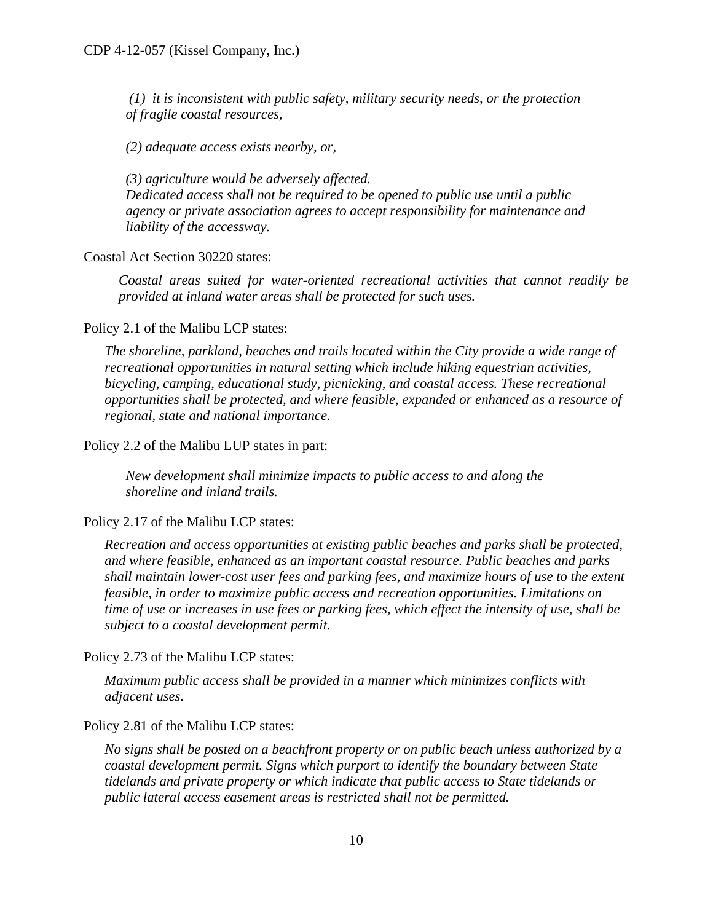*(1) it is inconsistent with public safety, military security needs, or the protection of fragile coastal resources,*

*(2) adequate access exists nearby, or,*

*(3) agriculture would be adversely affected.*
*Dedicated access shall not be required to be opened to public use until a public agency or private association agrees to accept responsibility for maintenance and liability of the accessway.*

Coastal Act Section 30220 states:

> *Coastal areas suited for water-oriented recreational activities that cannot readily be provided at inland water areas shall be protected for such uses.*

Policy 2.1 of the Malibu LCP states:

> *The shoreline, parkland, beaches and trails located within the City provide a wide range of recreational opportunities in natural setting which include hiking equestrian activities, bicycling, camping, educational study, picnicking, and coastal access. These recreational opportunities shall be protected, and where feasible, expanded or enhanced as a resource of regional, state and national importance.*

Policy 2.2 of the Malibu LUP states in part:

> *New development shall minimize impacts to public access to and along the shoreline and inland trails.*

Policy 2.17 of the Malibu LCP states:

> *Recreation and access opportunities at existing public beaches and parks shall be protected, and where feasible, enhanced as an important coastal resource. Public beaches and parks shall maintain lower-cost user fees and parking fees, and maximize hours of use to the extent feasible, in order to maximize public access and recreation opportunities. Limitations on time of use or increases in use fees or parking fees, which effect the intensity of use, shall be subject to a coastal development permit.*

Policy 2.73 of the Malibu LCP states:

> *Maximum public access shall be provided in a manner which minimizes conflicts with adjacent uses.*

Policy 2.81 of the Malibu LCP states:

> *No signs shall be posted on a beachfront property or on public beach unless authorized by a coastal development permit. Signs which purport to identify the boundary between State tidelands and private property or which indicate that public access to State tidelands or public lateral access easement areas is restricted shall not be permitted.*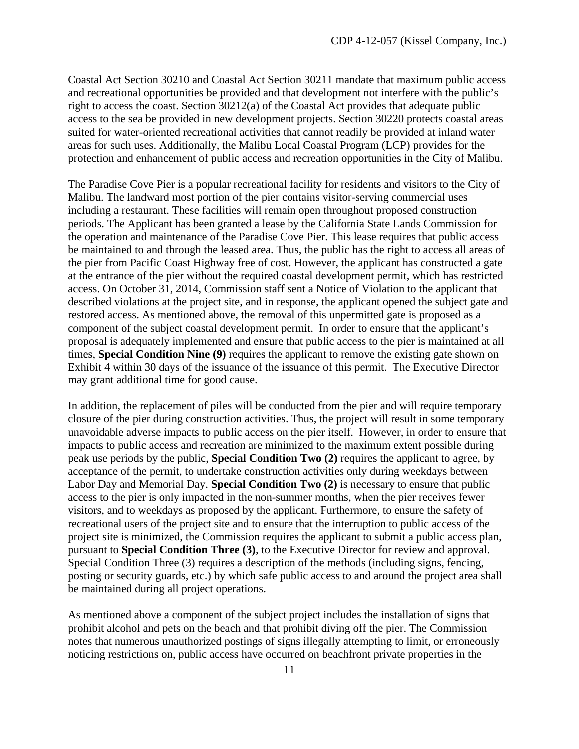Coastal Act Section 30210 and Coastal Act Section 30211 mandate that maximum public access and recreational opportunities be provided and that development not interfere with the public's right to access the coast. Section 30212(a) of the Coastal Act provides that adequate public access to the sea be provided in new development projects. Section 30220 protects coastal areas suited for water-oriented recreational activities that cannot readily be provided at inland water areas for such uses. Additionally, the Malibu Local Coastal Program (LCP) provides for the protection and enhancement of public access and recreation opportunities in the City of Malibu.

The Paradise Cove Pier is a popular recreational facility for residents and visitors to the City of Malibu. The landward most portion of the pier contains visitor-serving commercial uses including a restaurant. These facilities will remain open throughout proposed construction periods. The Applicant has been granted a lease by the California State Lands Commission for the operation and maintenance of the Paradise Cove Pier. This lease requires that public access be maintained to and through the leased area. Thus, the public has the right to access all areas of the pier from Pacific Coast Highway free of cost. However, the applicant has constructed a gate at the entrance of the pier without the required coastal development permit, which has restricted access. On October 31, 2014, Commission staff sent a Notice of Violation to the applicant that described violations at the project site, and in response, the applicant opened the subject gate and restored access. As mentioned above, the removal of this unpermitted gate is proposed as a component of the subject coastal development permit. In order to ensure that the applicant's proposal is adequately implemented and ensure that public access to the pier is maintained at all times, **Special Condition Nine (9)** requires the applicant to remove the existing gate shown on Exhibit 4 within 30 days of the issuance of the issuance of this permit. The Executive Director may grant additional time for good cause.

In addition, the replacement of piles will be conducted from the pier and will require temporary closure of the pier during construction activities. Thus, the project will result in some temporary unavoidable adverse impacts to public access on the pier itself. However, in order to ensure that impacts to public access and recreation are minimized to the maximum extent possible during peak use periods by the public, **Special Condition Two (2)** requires the applicant to agree, by acceptance of the permit, to undertake construction activities only during weekdays between Labor Day and Memorial Day. **Special Condition Two (2)** is necessary to ensure that public access to the pier is only impacted in the non-summer months, when the pier receives fewer visitors, and to weekdays as proposed by the applicant. Furthermore, to ensure the safety of recreational users of the project site and to ensure that the interruption to public access of the project site is minimized, the Commission requires the applicant to submit a public access plan, pursuant to **Special Condition Three (3)**, to the Executive Director for review and approval. Special Condition Three (3) requires a description of the methods (including signs, fencing, posting or security guards, etc.) by which safe public access to and around the project area shall be maintained during all project operations.

As mentioned above a component of the subject project includes the installation of signs that prohibit alcohol and pets on the beach and that prohibit diving off the pier. The Commission notes that numerous unauthorized postings of signs illegally attempting to limit, or erroneously noticing restrictions on, public access have occurred on beachfront private properties in the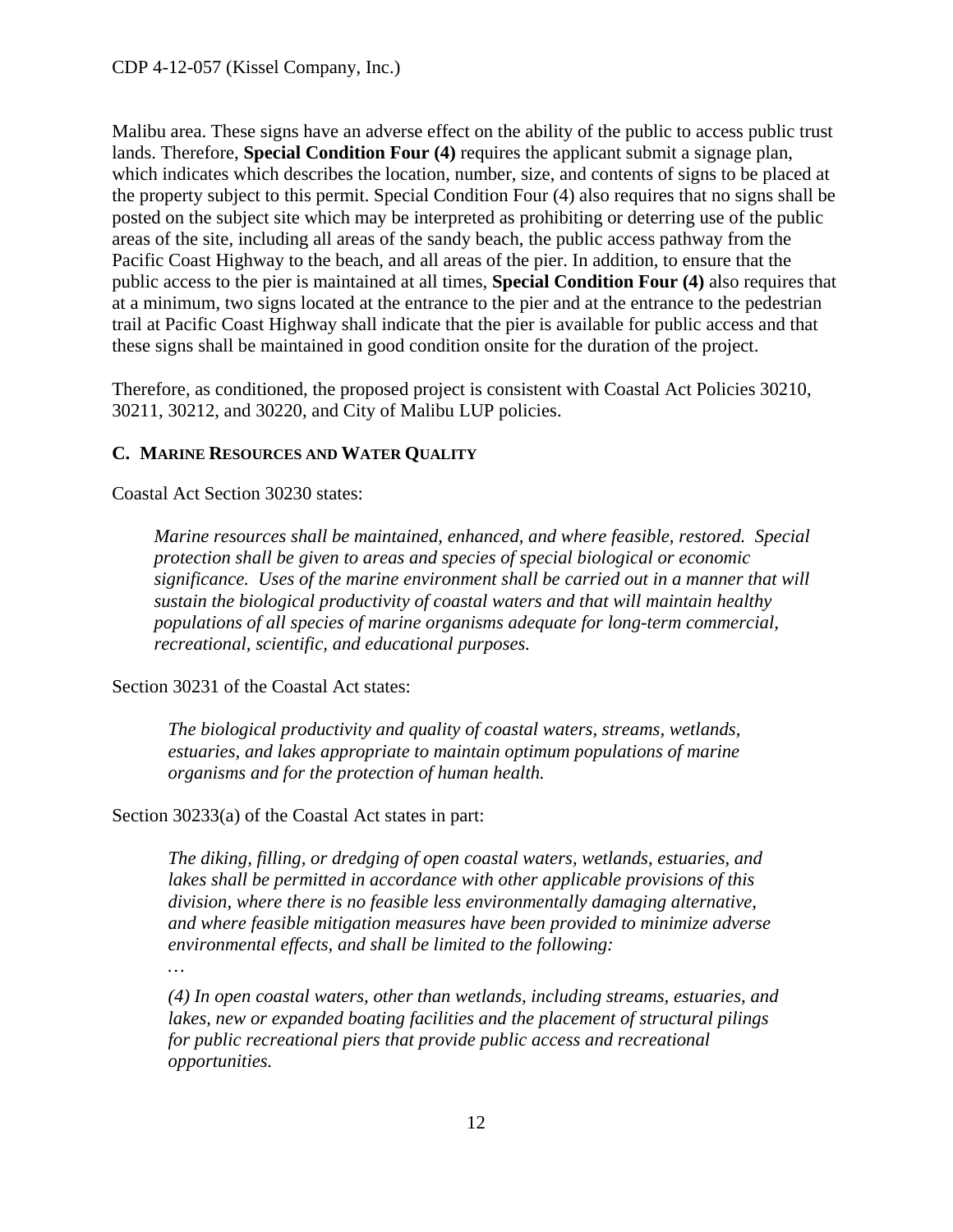Malibu area. These signs have an adverse effect on the ability of the public to access public trust lands. Therefore, **Special Condition Four (4)** requires the applicant submit a signage plan, which indicates which describes the location, number, size, and contents of signs to be placed at the property subject to this permit. Special Condition Four (4) also requires that no signs shall be posted on the subject site which may be interpreted as prohibiting or deterring use of the public areas of the site, including all areas of the sandy beach, the public access pathway from the Pacific Coast Highway to the beach, and all areas of the pier. In addition, to ensure that the public access to the pier is maintained at all times, **Special Condition Four (4)** also requires that at a minimum, two signs located at the entrance to the pier and at the entrance to the pedestrian trail at Pacific Coast Highway shall indicate that the pier is available for public access and that these signs shall be maintained in good condition onsite for the duration of the project.

Therefore, as conditioned, the proposed project is consistent with Coastal Act Policies 30210, 30211, 30212, and 30220, and City of Malibu LUP policies.

### C. Marine Resources and Water Quality

Coastal Act Section 30230 states:

> *Marine resources shall be maintained, enhanced, and where feasible, restored. Special protection shall be given to areas and species of special biological or economic significance. Uses of the marine environment shall be carried out in a manner that will sustain the biological productivity of coastal waters and that will maintain healthy populations of all species of marine organisms adequate for long-term commercial, recreational, scientific, and educational purposes.*

Section 30231 of the Coastal Act states:

> *The biological productivity and quality of coastal waters, streams, wetlands, estuaries, and lakes appropriate to maintain optimum populations of marine organisms and for the protection of human health.*

Section 30233(a) of the Coastal Act states in part:

> *The diking, filling, or dredging of open coastal waters, wetlands, estuaries, and lakes shall be permitted in accordance with other applicable provisions of this division, where there is no feasible less environmentally damaging alternative, and where feasible mitigation measures have been provided to minimize adverse environmental effects, and shall be limited to the following:*
>
> *…*
>
> *(4) In open coastal waters, other than wetlands, including streams, estuaries, and lakes, new or expanded boating facilities and the placement of structural pilings for public recreational piers that provide public access and recreational opportunities.*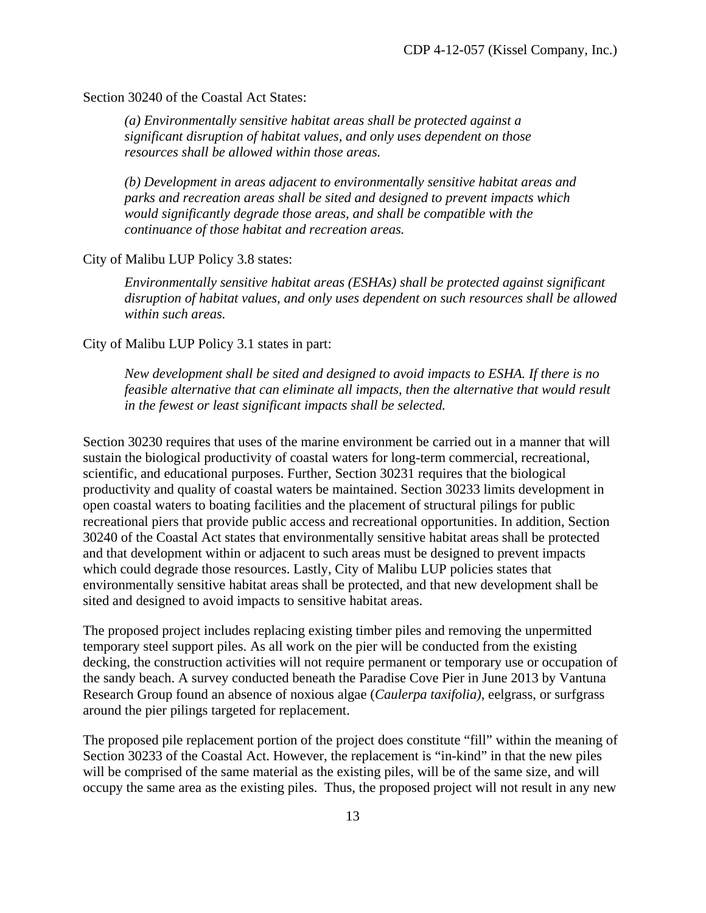Section 30240 of the Coastal Act States:

> *(a) Environmentally sensitive habitat areas shall be protected against a significant disruption of habitat values, and only uses dependent on those resources shall be allowed within those areas.*
>
> *(b) Development in areas adjacent to environmentally sensitive habitat areas and parks and recreation areas shall be sited and designed to prevent impacts which would significantly degrade those areas, and shall be compatible with the continuance of those habitat and recreation areas.*

City of Malibu LUP Policy 3.8 states:

> *Environmentally sensitive habitat areas (ESHAs) shall be protected against significant disruption of habitat values, and only uses dependent on such resources shall be allowed within such areas.*

City of Malibu LUP Policy 3.1 states in part:

> *New development shall be sited and designed to avoid impacts to ESHA. If there is no feasible alternative that can eliminate all impacts, then the alternative that would result in the fewest or least significant impacts shall be selected.*

Section 30230 requires that uses of the marine environment be carried out in a manner that will sustain the biological productivity of coastal waters for long-term commercial, recreational, scientific, and educational purposes. Further, Section 30231 requires that the biological productivity and quality of coastal waters be maintained. Section 30233 limits development in open coastal waters to boating facilities and the placement of structural pilings for public recreational piers that provide public access and recreational opportunities. In addition, Section 30240 of the Coastal Act states that environmentally sensitive habitat areas shall be protected and that development within or adjacent to such areas must be designed to prevent impacts which could degrade those resources. Lastly, City of Malibu LUP policies states that environmentally sensitive habitat areas shall be protected, and that new development shall be sited and designed to avoid impacts to sensitive habitat areas.

The proposed project includes replacing existing timber piles and removing the unpermitted temporary steel support piles. As all work on the pier will be conducted from the existing decking, the construction activities will not require permanent or temporary use or occupation of the sandy beach. A survey conducted beneath the Paradise Cove Pier in June 2013 by Vantuna Research Group found an absence of noxious algae (*Caulerpa taxifolia)*, eelgrass, or surfgrass around the pier pilings targeted for replacement.

The proposed pile replacement portion of the project does constitute "fill" within the meaning of Section 30233 of the Coastal Act. However, the replacement is "in-kind" in that the new piles will be comprised of the same material as the existing piles, will be of the same size, and will occupy the same area as the existing piles. Thus, the proposed project will not result in any new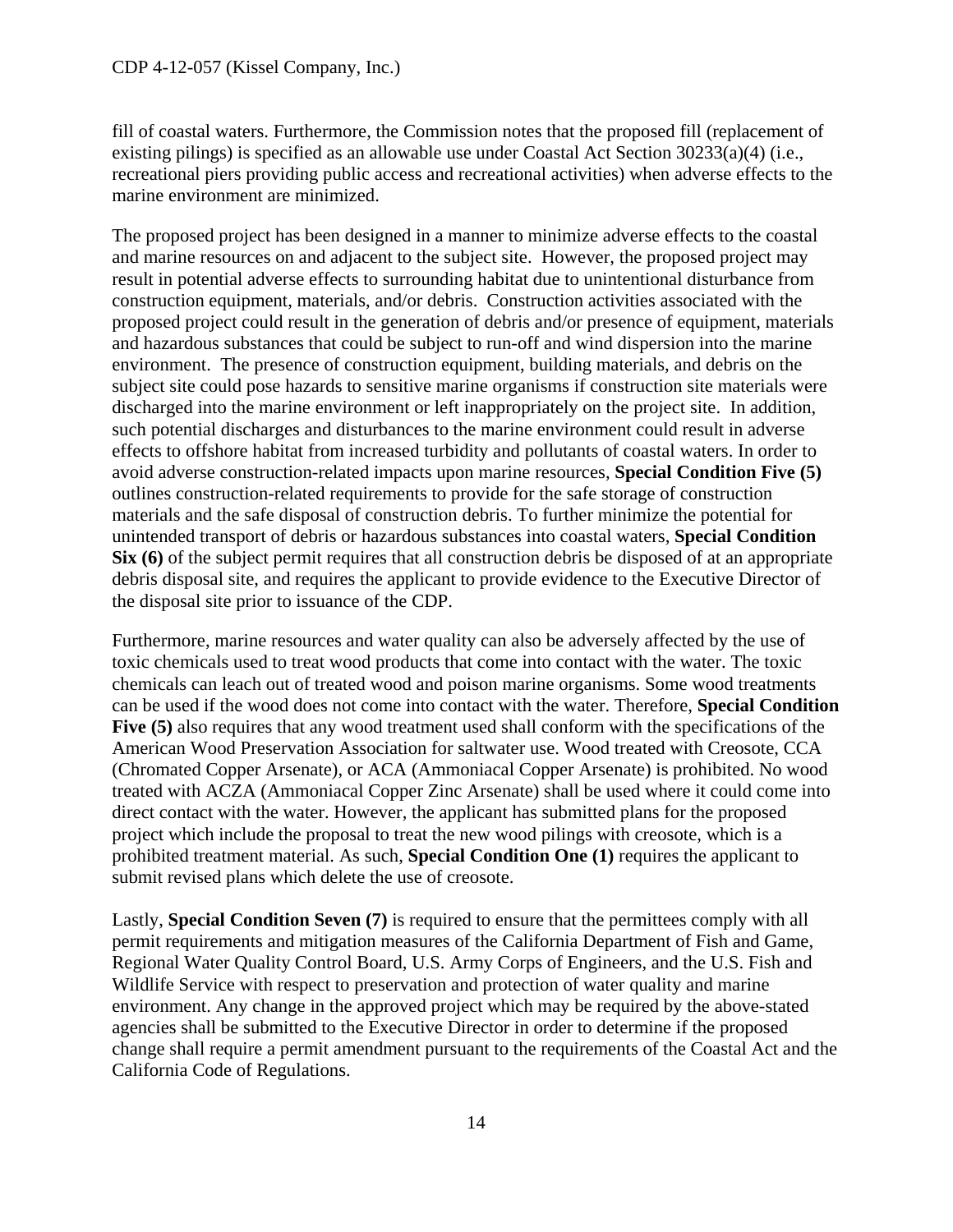fill of coastal waters. Furthermore, the Commission notes that the proposed fill (replacement of existing pilings) is specified as an allowable use under Coastal Act Section 30233(a)(4) (i.e., recreational piers providing public access and recreational activities) when adverse effects to the marine environment are minimized.

The proposed project has been designed in a manner to minimize adverse effects to the coastal and marine resources on and adjacent to the subject site. However, the proposed project may result in potential adverse effects to surrounding habitat due to unintentional disturbance from construction equipment, materials, and/or debris. Construction activities associated with the proposed project could result in the generation of debris and/or presence of equipment, materials and hazardous substances that could be subject to run-off and wind dispersion into the marine environment. The presence of construction equipment, building materials, and debris on the subject site could pose hazards to sensitive marine organisms if construction site materials were discharged into the marine environment or left inappropriately on the project site. In addition, such potential discharges and disturbances to the marine environment could result in adverse effects to offshore habitat from increased turbidity and pollutants of coastal waters. In order to avoid adverse construction-related impacts upon marine resources, **Special Condition Five (5)** outlines construction-related requirements to provide for the safe storage of construction materials and the safe disposal of construction debris. To further minimize the potential for unintended transport of debris or hazardous substances into coastal waters, **Special Condition Six (6)** of the subject permit requires that all construction debris be disposed of at an appropriate debris disposal site, and requires the applicant to provide evidence to the Executive Director of the disposal site prior to issuance of the CDP.

Furthermore, marine resources and water quality can also be adversely affected by the use of toxic chemicals used to treat wood products that come into contact with the water. The toxic chemicals can leach out of treated wood and poison marine organisms. Some wood treatments can be used if the wood does not come into contact with the water. Therefore, **Special Condition Five (5)** also requires that any wood treatment used shall conform with the specifications of the American Wood Preservation Association for saltwater use. Wood treated with Creosote, CCA (Chromated Copper Arsenate), or ACA (Ammoniacal Copper Arsenate) is prohibited. No wood treated with ACZA (Ammoniacal Copper Zinc Arsenate) shall be used where it could come into direct contact with the water. However, the applicant has submitted plans for the proposed project which include the proposal to treat the new wood pilings with creosote, which is a prohibited treatment material. As such, **Special Condition One (1)** requires the applicant to submit revised plans which delete the use of creosote.

Lastly, **Special Condition Seven (7)** is required to ensure that the permittees comply with all permit requirements and mitigation measures of the California Department of Fish and Game, Regional Water Quality Control Board, U.S. Army Corps of Engineers, and the U.S. Fish and Wildlife Service with respect to preservation and protection of water quality and marine environment. Any change in the approved project which may be required by the above-stated agencies shall be submitted to the Executive Director in order to determine if the proposed change shall require a permit amendment pursuant to the requirements of the Coastal Act and the California Code of Regulations.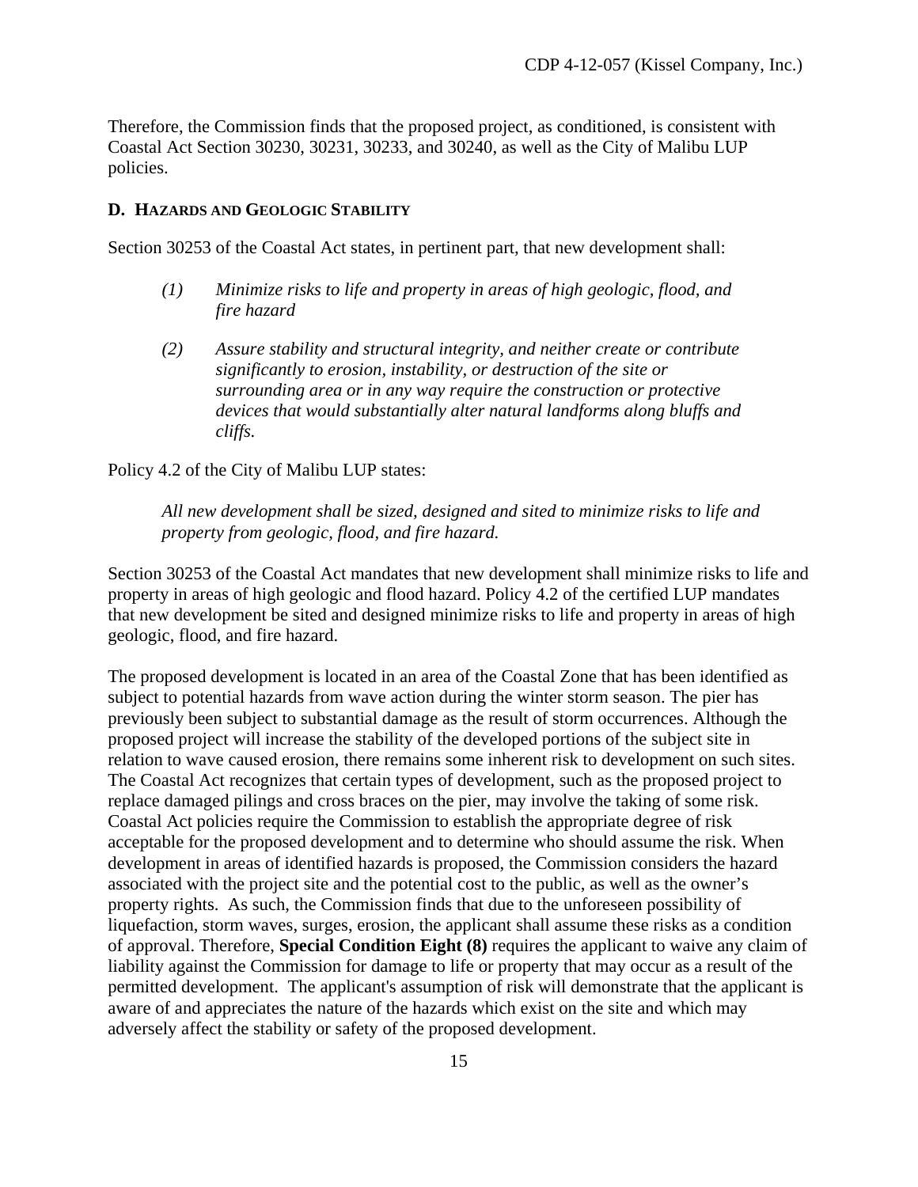Therefore, the Commission finds that the proposed project, as conditioned, is consistent with Coastal Act Section 30230, 30231, 30233, and 30240, as well as the City of Malibu LUP policies.

### D. HAZARDS AND GEOLOGIC STABILITY

Section 30253 of the Coastal Act states, in pertinent part, that new development shall:

> *(1) Minimize risks to life and property in areas of high geologic, flood, and fire hazard*
>
> *(2) Assure stability and structural integrity, and neither create or contribute significantly to erosion, instability, or destruction of the site or surrounding area or in any way require the construction or protective devices that would substantially alter natural landforms along bluffs and cliffs.*

Policy 4.2 of the City of Malibu LUP states:

> *All new development shall be sized, designed and sited to minimize risks to life and property from geologic, flood, and fire hazard.*

Section 30253 of the Coastal Act mandates that new development shall minimize risks to life and property in areas of high geologic and flood hazard. Policy 4.2 of the certified LUP mandates that new development be sited and designed minimize risks to life and property in areas of high geologic, flood, and fire hazard.

The proposed development is located in an area of the Coastal Zone that has been identified as subject to potential hazards from wave action during the winter storm season. The pier has previously been subject to substantial damage as the result of storm occurrences. Although the proposed project will increase the stability of the developed portions of the subject site in relation to wave caused erosion, there remains some inherent risk to development on such sites. The Coastal Act recognizes that certain types of development, such as the proposed project to replace damaged pilings and cross braces on the pier, may involve the taking of some risk. Coastal Act policies require the Commission to establish the appropriate degree of risk acceptable for the proposed development and to determine who should assume the risk. When development in areas of identified hazards is proposed, the Commission considers the hazard associated with the project site and the potential cost to the public, as well as the owner's property rights. As such, the Commission finds that due to the unforeseen possibility of liquefaction, storm waves, surges, erosion, the applicant shall assume these risks as a condition of approval. Therefore, **Special Condition Eight (8)** requires the applicant to waive any claim of liability against the Commission for damage to life or property that may occur as a result of the permitted development. The applicant's assumption of risk will demonstrate that the applicant is aware of and appreciates the nature of the hazards which exist on the site and which may adversely affect the stability or safety of the proposed development.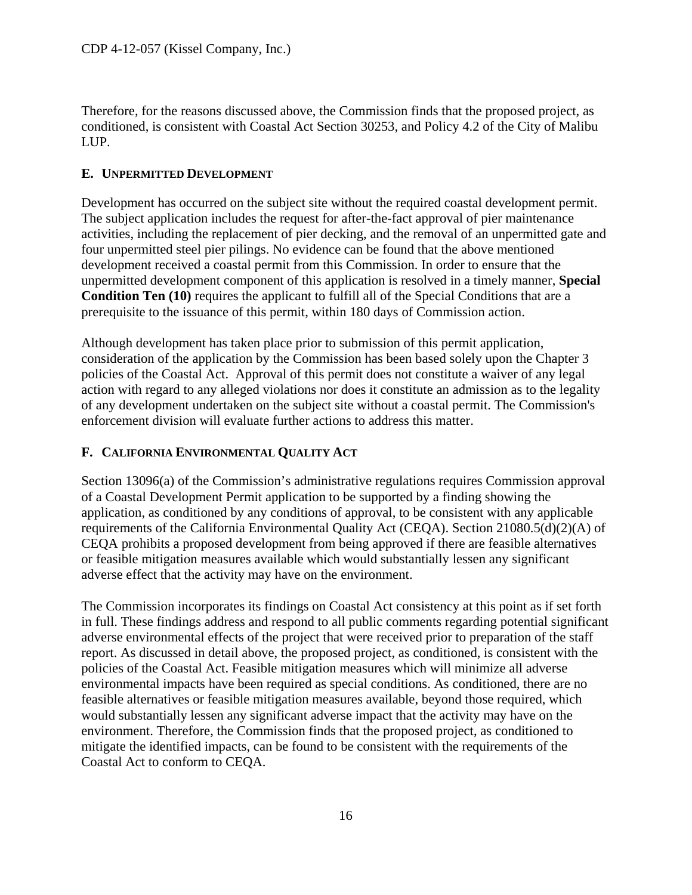Therefore, for the reasons discussed above, the Commission finds that the proposed project, as conditioned, is consistent with Coastal Act Section 30253, and Policy 4.2 of the City of Malibu LUP.

### E. UNPERMITTED DEVELOPMENT

Development has occurred on the subject site without the required coastal development permit. The subject application includes the request for after-the-fact approval of pier maintenance activities, including the replacement of pier decking, and the removal of an unpermitted gate and four unpermitted steel pier pilings. No evidence can be found that the above mentioned development received a coastal permit from this Commission. In order to ensure that the unpermitted development component of this application is resolved in a timely manner, **Special Condition Ten (10)** requires the applicant to fulfill all of the Special Conditions that are a prerequisite to the issuance of this permit, within 180 days of Commission action.

Although development has taken place prior to submission of this permit application, consideration of the application by the Commission has been based solely upon the Chapter 3 policies of the Coastal Act. Approval of this permit does not constitute a waiver of any legal action with regard to any alleged violations nor does it constitute an admission as to the legality of any development undertaken on the subject site without a coastal permit. The Commission's enforcement division will evaluate further actions to address this matter.

### F. CALIFORNIA ENVIRONMENTAL QUALITY ACT

Section 13096(a) of the Commission's administrative regulations requires Commission approval of a Coastal Development Permit application to be supported by a finding showing the application, as conditioned by any conditions of approval, to be consistent with any applicable requirements of the California Environmental Quality Act (CEQA). Section 21080.5(d)(2)(A) of CEQA prohibits a proposed development from being approved if there are feasible alternatives or feasible mitigation measures available which would substantially lessen any significant adverse effect that the activity may have on the environment.

The Commission incorporates its findings on Coastal Act consistency at this point as if set forth in full. These findings address and respond to all public comments regarding potential significant adverse environmental effects of the project that were received prior to preparation of the staff report. As discussed in detail above, the proposed project, as conditioned, is consistent with the policies of the Coastal Act. Feasible mitigation measures which will minimize all adverse environmental impacts have been required as special conditions. As conditioned, there are no feasible alternatives or feasible mitigation measures available, beyond those required, which would substantially lessen any significant adverse impact that the activity may have on the environment. Therefore, the Commission finds that the proposed project, as conditioned to mitigate the identified impacts, can be found to be consistent with the requirements of the Coastal Act to conform to CEQA.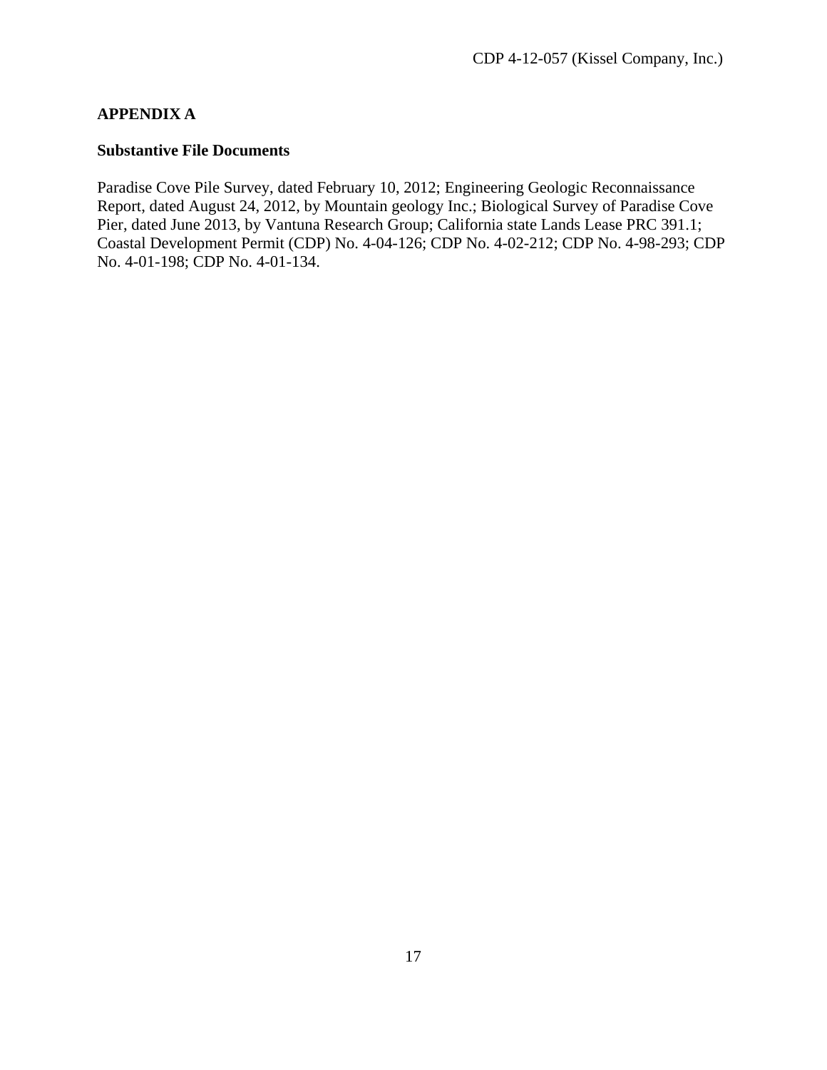**APPENDIX A**

**Substantive File Documents**

Paradise Cove Pile Survey, dated February 10, 2012; Engineering Geologic Reconnaissance Report, dated August 24, 2012, by Mountain geology Inc.; Biological Survey of Paradise Cove Pier, dated June 2013, by Vantuna Research Group; California state Lands Lease PRC 391.1; Coastal Development Permit (CDP) No. 4-04-126; CDP No. 4-02-212; CDP No. 4-98-293; CDP No. 4-01-198; CDP No. 4-01-134.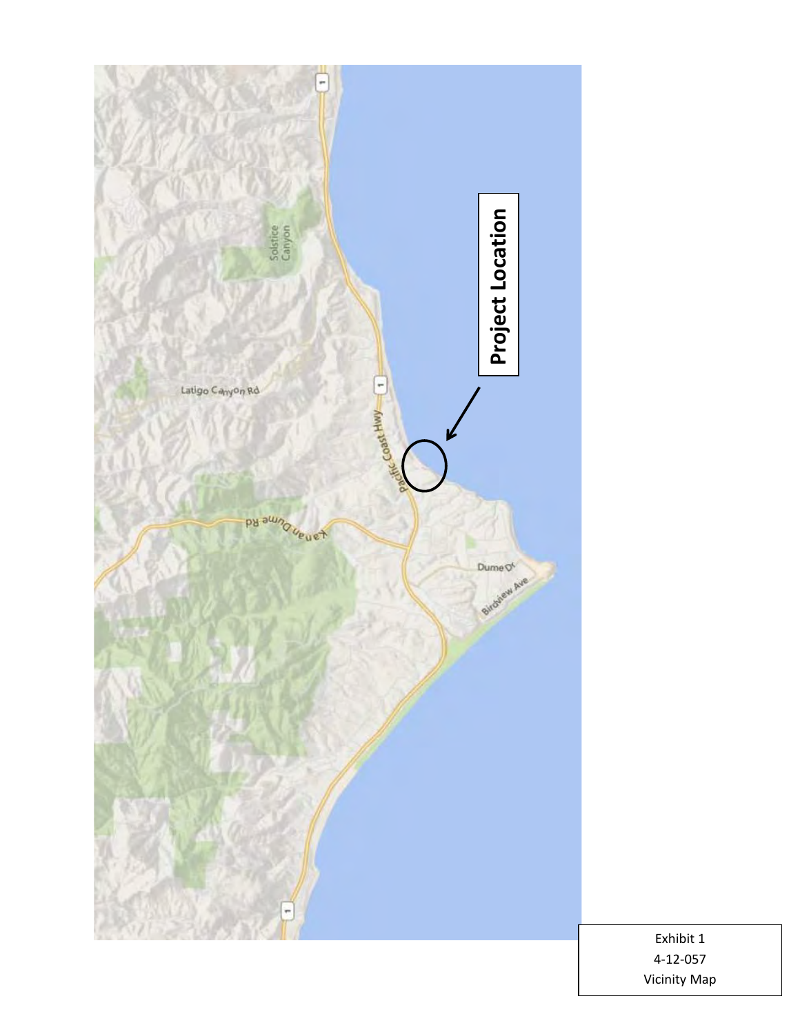Project Location

Latigo Canyon Rd

Solstice Canyon

Pacific Coast Hwy

Kanan Dume Rd

Dume Dr

Birdview Ave

Exhibit 1
4-12-057
Vicinity Map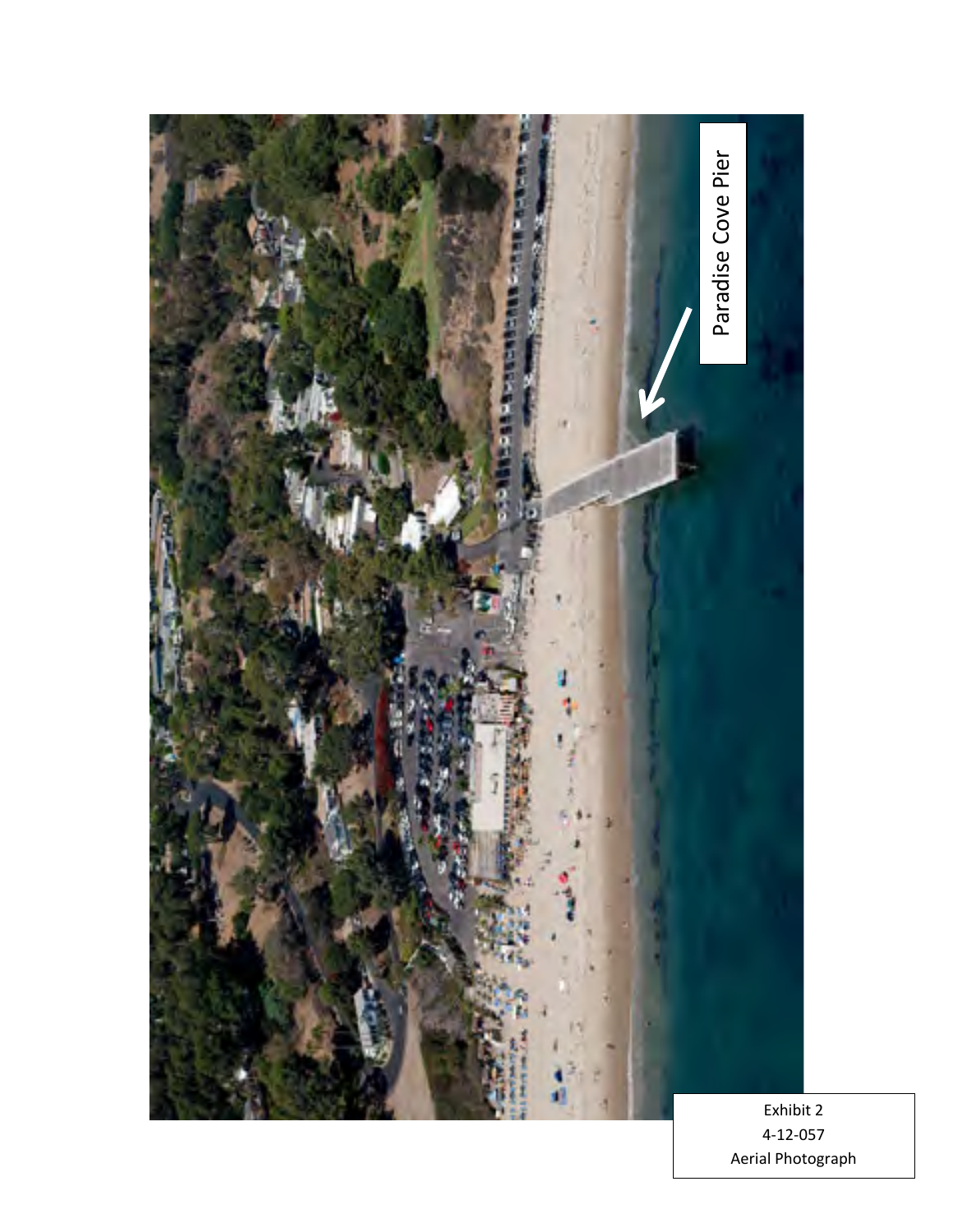Paradise Cove Pier

Exhibit 2
4-12-057
Aerial Photograph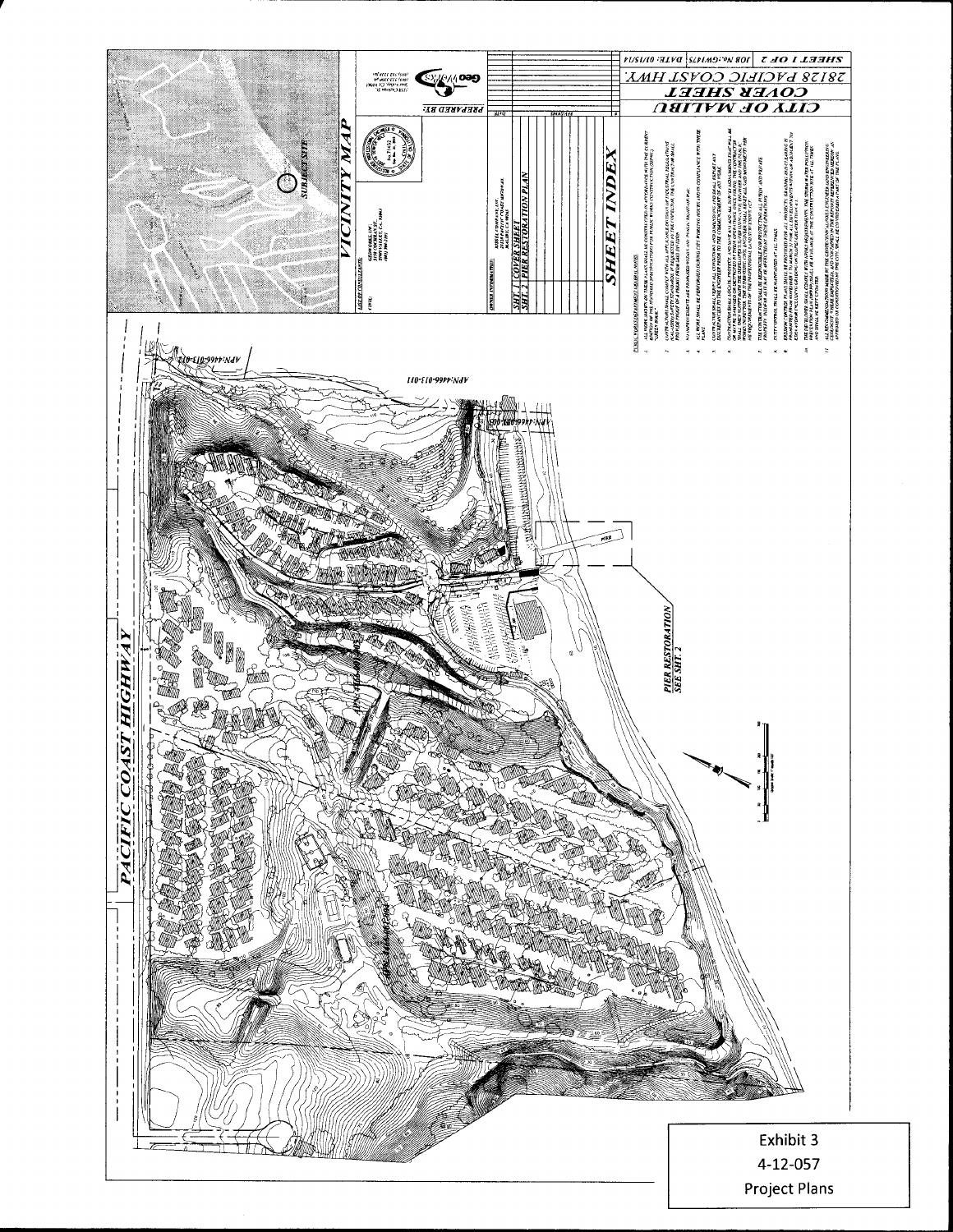# CITY OF MALIBU

## COVER SHEET

### 28128 PACIFIC COAST HWY.

SHEET 1 OF 2 | JOB No.: GW1475 | DATE: 01/15/14

## VICINITY MAP

SUBJECT SITE

PREPARED BY:

## SHEET INDEX

SHT. 1 COVER SHEET

SHT. 2 PIER RESTORATION PLAN

PACIFIC COAST HIGHWAY

PIER RESTORATION SEE SHT. 2

APN: 4466-013-011

APN: 4466-013-012

Exhibit 3

4-12-057

Project Plans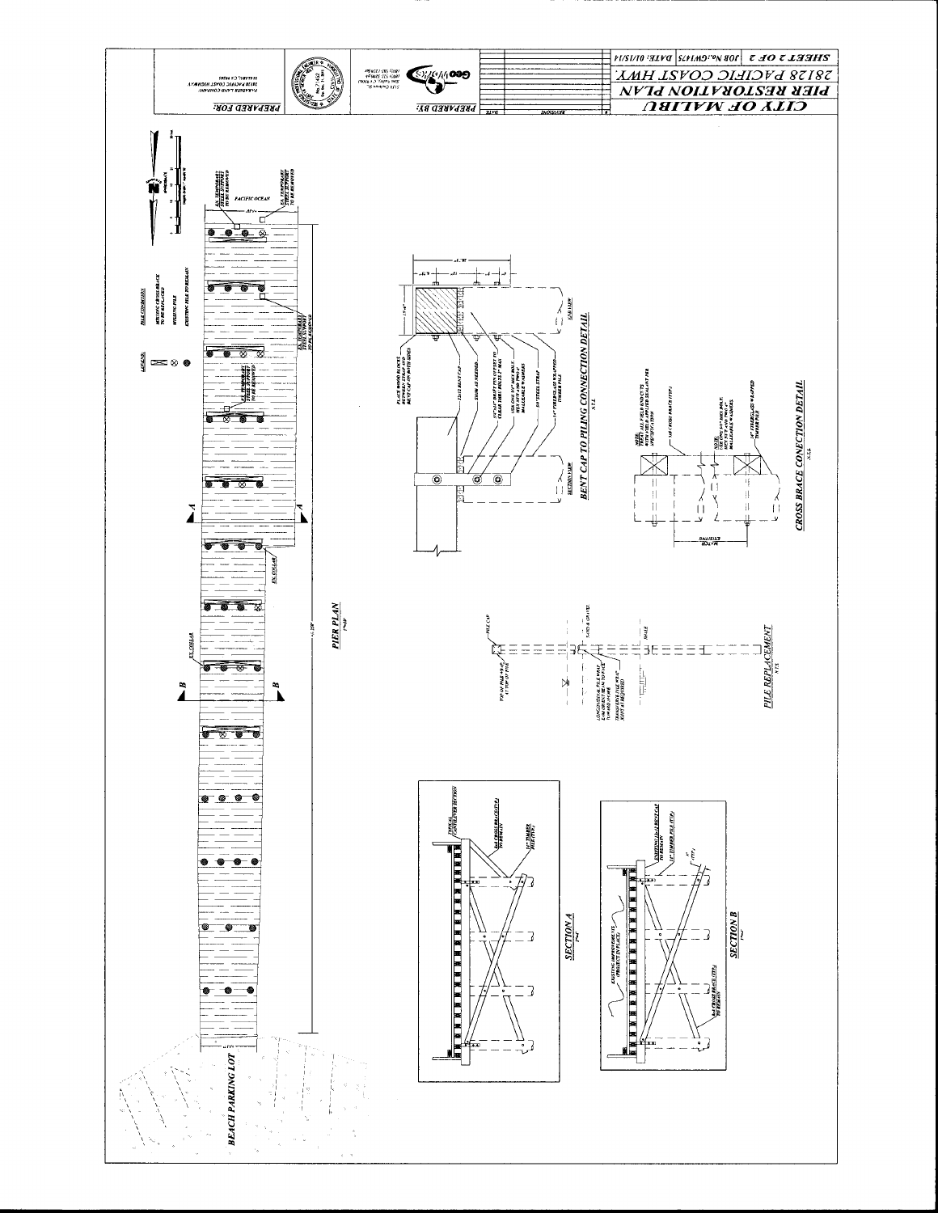# CITY OF MALIBU

## PIER RESTORATION PLAN

28128 PACIFIC COAST HWY.

SHEET 2 OF 2 | JOB No.: GW1475 | DATE: 01/15/14

PREPARED BY:

PREPARED FOR:

PARADISE LAND COMPANY
28128 PACIFIC COAST HIGHWAY
MALIBU, CA 90265

### PIER PLAN

PACIFIC OCEAN

BEACH PARKING LOT

LEGEND:

PILE CONDITION

- MISSING CROSS BRACE TO BE REPLACED
- MISSING PILE
- EXISTING PILE TO REMAIN

EX. TEMPORARY STEEL SUPPORT TO BE REMOVED

EX. COLLAR

### BENT CAP TO PILING CONNECTION DETAIL

N.T.S.

- PLACE WOOD BLOCKS BETWEEN STRAP AND BENT CAP ON BOTH SIDES
- 12x12 BENT CAP
- SHIM AS NEEDED
- 3/4"x14" DRIFT PIN OFFSET TO CLEAR THRU BOLTS 2" MAX
- USE ONE 3/4" HEX BOLT, HEX NUT AND TWO MALLEABLE WASHERS
- 3/8" STEEL STRAP
- 14" FIBERGLASS WRAPPED TIMBER PILE

SECTION VIEW

END VIEW

### CROSS BRACE CONECTION DETAIL

N.T.S.

- NOTE: TREAT ALL FIELD END CUTS WITH FIELD APPLIED SEALANT PER SPECIFICATION
- 3x8 CROSS BRACE (TYP.)
- NOTE: USE ONE 3/4" HEX BOLT, HEX NUT AND TWO MALLEABLE WASHERS
- 14" FIBERGLASS WRAPPED TIMBER PILE

MATCH EXISTING

### PILE REPLACEMENT

N.T.S.

- PILE CAP
- TOP OF PILE WRAP AT TOP OF PILE
- SAND & GRAVEL
- SHALE
- LONGITUDINAL PILE WRAP EMBEDMENT BELOW SURFACE
- TRANSVERSE PILE WRAP JOINT AS REQUIRED

### SECTION A

- TYPICAL CANTILEVER SECTION
- 3x8 CROSS BRACE (TYP.) TO REMAIN
- 14" TIMBER PILE (TYP.)

### SECTION B

- EXISTING 12x12 BENT CAP TO REMAIN
- 14" TIMBER PILE (TYP.)
- EXISTING IMPROVEMENTS (PROTECT IN PLACE)
- 3x8 CROSS BRACE (TYP.) TO REMAIN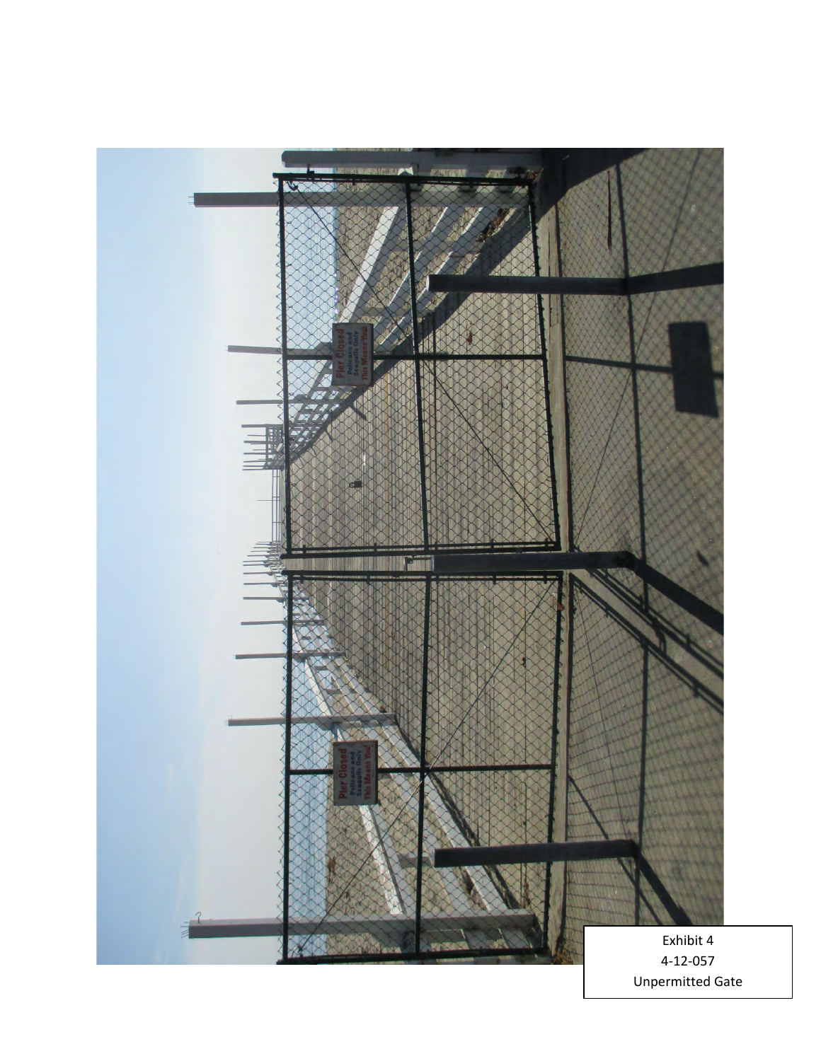Exhibit 4
4-12-057
Unpermitted Gate